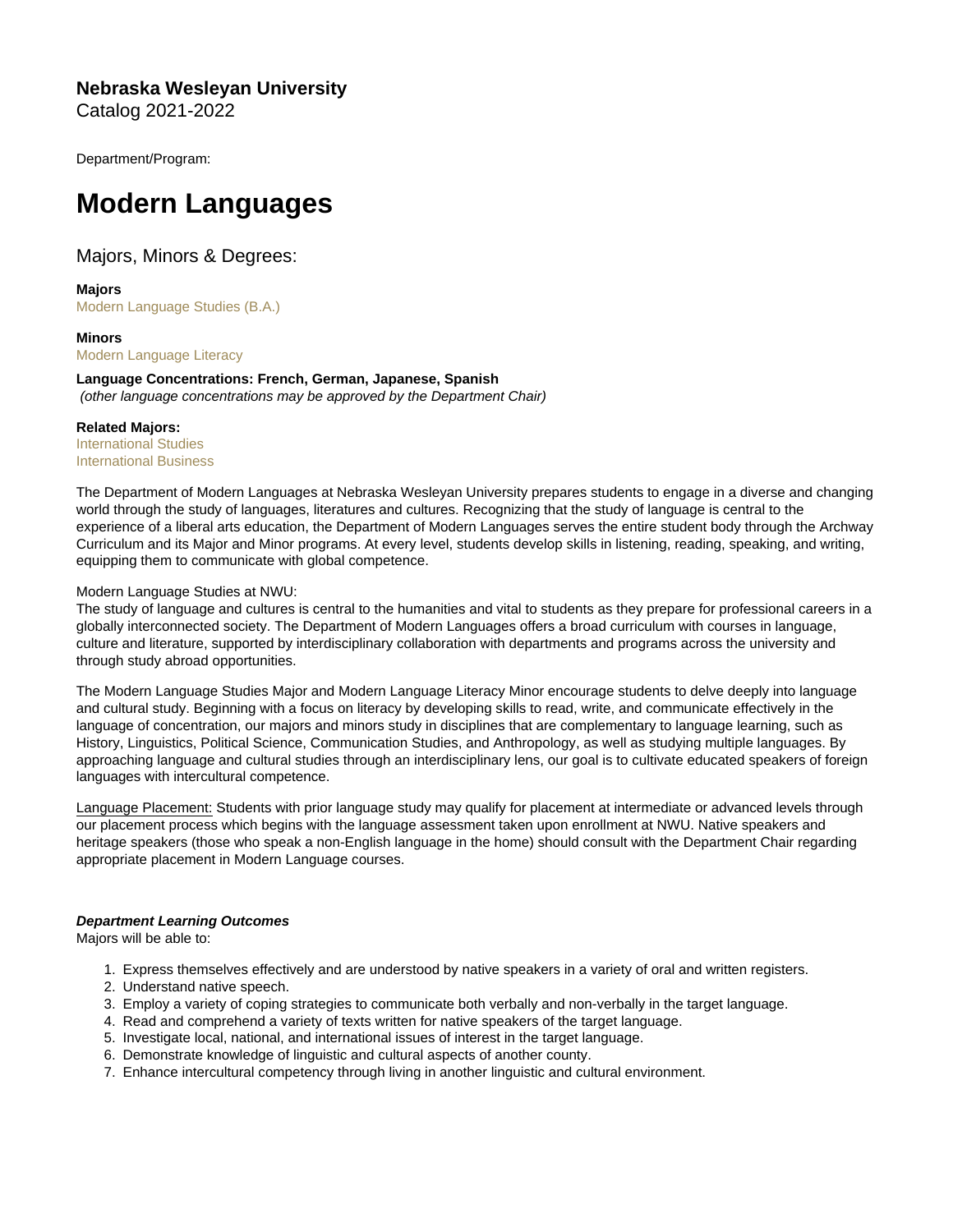**Nebraska Wesleyan University**
Catalog 2021-2022

Department/Program:

# Modern Languages

## Majors, Minors & Degrees:

**Majors**
Modern Language Studies (B.A.)

**Minors**
Modern Language Literacy

**Language Concentrations: French, German, Japanese, Spanish**
*(other language concentrations may be approved by the Department Chair)*

**Related Majors:**
International Studies
International Business

The Department of Modern Languages at Nebraska Wesleyan University prepares students to engage in a diverse and changing world through the study of languages, literatures and cultures. Recognizing that the study of language is central to the experience of a liberal arts education, the Department of Modern Languages serves the entire student body through the Archway Curriculum and its Major and Minor programs. At every level, students develop skills in listening, reading, speaking, and writing, equipping them to communicate with global competence.

Modern Language Studies at NWU:
The study of language and cultures is central to the humanities and vital to students as they prepare for professional careers in a globally interconnected society. The Department of Modern Languages offers a broad curriculum with courses in language, culture and literature, supported by interdisciplinary collaboration with departments and programs across the university and through study abroad opportunities.

The Modern Language Studies Major and Modern Language Literacy Minor encourage students to delve deeply into language and cultural study. Beginning with a focus on literacy by developing skills to read, write, and communicate effectively in the language of concentration, our majors and minors study in disciplines that are complementary to language learning, such as History, Linguistics, Political Science, Communication Studies, and Anthropology, as well as studying multiple languages. By approaching language and cultural studies through an interdisciplinary lens, our goal is to cultivate educated speakers of foreign languages with intercultural competence.

<u>Language Placement:</u> Students with prior language study may qualify for placement at intermediate or advanced levels through our placement process which begins with the language assessment taken upon enrollment at NWU. Native speakers and heritage speakers (those who speak a non-English language in the home) should consult with the Department Chair regarding appropriate placement in Modern Language courses.

***Department Learning Outcomes***
Majors will be able to:

1. Express themselves effectively and are understood by native speakers in a variety of oral and written registers.
2. Understand native speech.
3. Employ a variety of coping strategies to communicate both verbally and non-verbally in the target language.
4. Read and comprehend a variety of texts written for native speakers of the target language.
5. Investigate local, national, and international issues of interest in the target language.
6. Demonstrate knowledge of linguistic and cultural aspects of another county.
7. Enhance intercultural competency through living in another linguistic and cultural environment.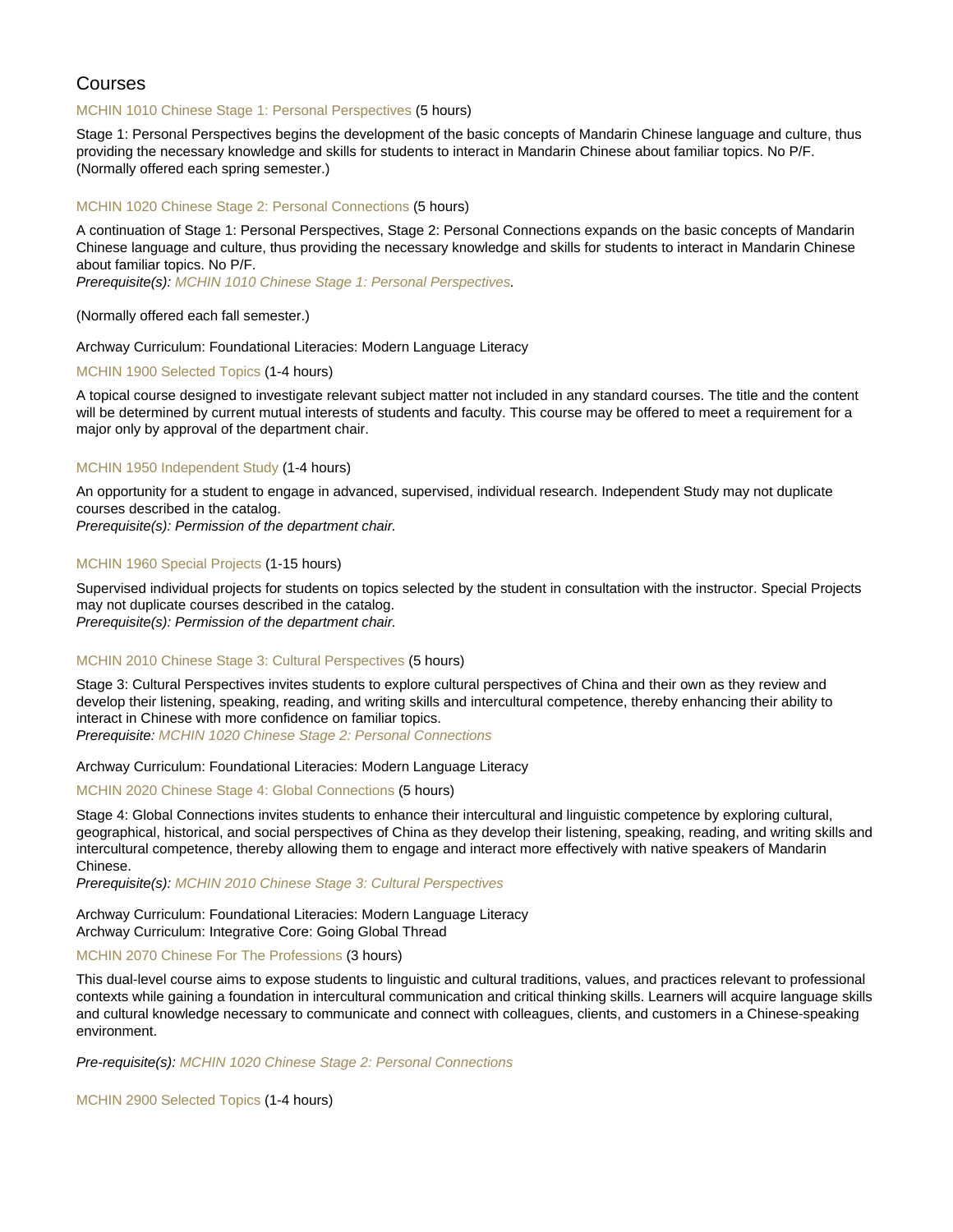## Courses

MCHIN 1010 Chinese Stage 1: Personal Perspectives (5 hours)

Stage 1: Personal Perspectives begins the development of the basic concepts of Mandarin Chinese language and culture, thus providing the necessary knowledge and skills for students to interact in Mandarin Chinese about familiar topics. No P/F. (Normally offered each spring semester.)

MCHIN 1020 Chinese Stage 2: Personal Connections (5 hours)

A continuation of Stage 1: Personal Perspectives, Stage 2: Personal Connections expands on the basic concepts of Mandarin Chinese language and culture, thus providing the necessary knowledge and skills for students to interact in Mandarin Chinese about familiar topics. No P/F.
*Prerequisite(s): MCHIN 1010 Chinese Stage 1: Personal Perspectives.*

(Normally offered each fall semester.)

Archway Curriculum: Foundational Literacies: Modern Language Literacy

MCHIN 1900 Selected Topics (1-4 hours)

A topical course designed to investigate relevant subject matter not included in any standard courses. The title and the content will be determined by current mutual interests of students and faculty. This course may be offered to meet a requirement for a major only by approval of the department chair.

MCHIN 1950 Independent Study (1-4 hours)

An opportunity for a student to engage in advanced, supervised, individual research. Independent Study may not duplicate courses described in the catalog.
*Prerequisite(s): Permission of the department chair.*

MCHIN 1960 Special Projects (1-15 hours)

Supervised individual projects for students on topics selected by the student in consultation with the instructor. Special Projects may not duplicate courses described in the catalog.
*Prerequisite(s): Permission of the department chair.*

MCHIN 2010 Chinese Stage 3: Cultural Perspectives (5 hours)

Stage 3: Cultural Perspectives invites students to explore cultural perspectives of China and their own as they review and develop their listening, speaking, reading, and writing skills and intercultural competence, thereby enhancing their ability to interact in Chinese with more confidence on familiar topics.
*Prerequisite: MCHIN 1020 Chinese Stage 2: Personal Connections*

Archway Curriculum: Foundational Literacies: Modern Language Literacy

MCHIN 2020 Chinese Stage 4: Global Connections (5 hours)

Stage 4: Global Connections invites students to enhance their intercultural and linguistic competence by exploring cultural, geographical, historical, and social perspectives of China as they develop their listening, speaking, reading, and writing skills and intercultural competence, thereby allowing them to engage and interact more effectively with native speakers of Mandarin Chinese.
*Prerequisite(s): MCHIN 2010 Chinese Stage 3: Cultural Perspectives*

Archway Curriculum: Foundational Literacies: Modern Language Literacy
Archway Curriculum: Integrative Core: Going Global Thread

MCHIN 2070 Chinese For The Professions (3 hours)

This dual-level course aims to expose students to linguistic and cultural traditions, values, and practices relevant to professional contexts while gaining a foundation in intercultural communication and critical thinking skills. Learners will acquire language skills and cultural knowledge necessary to communicate and connect with colleagues, clients, and customers in a Chinese-speaking environment.

*Pre-requisite(s): MCHIN 1020 Chinese Stage 2: Personal Connections*

MCHIN 2900 Selected Topics (1-4 hours)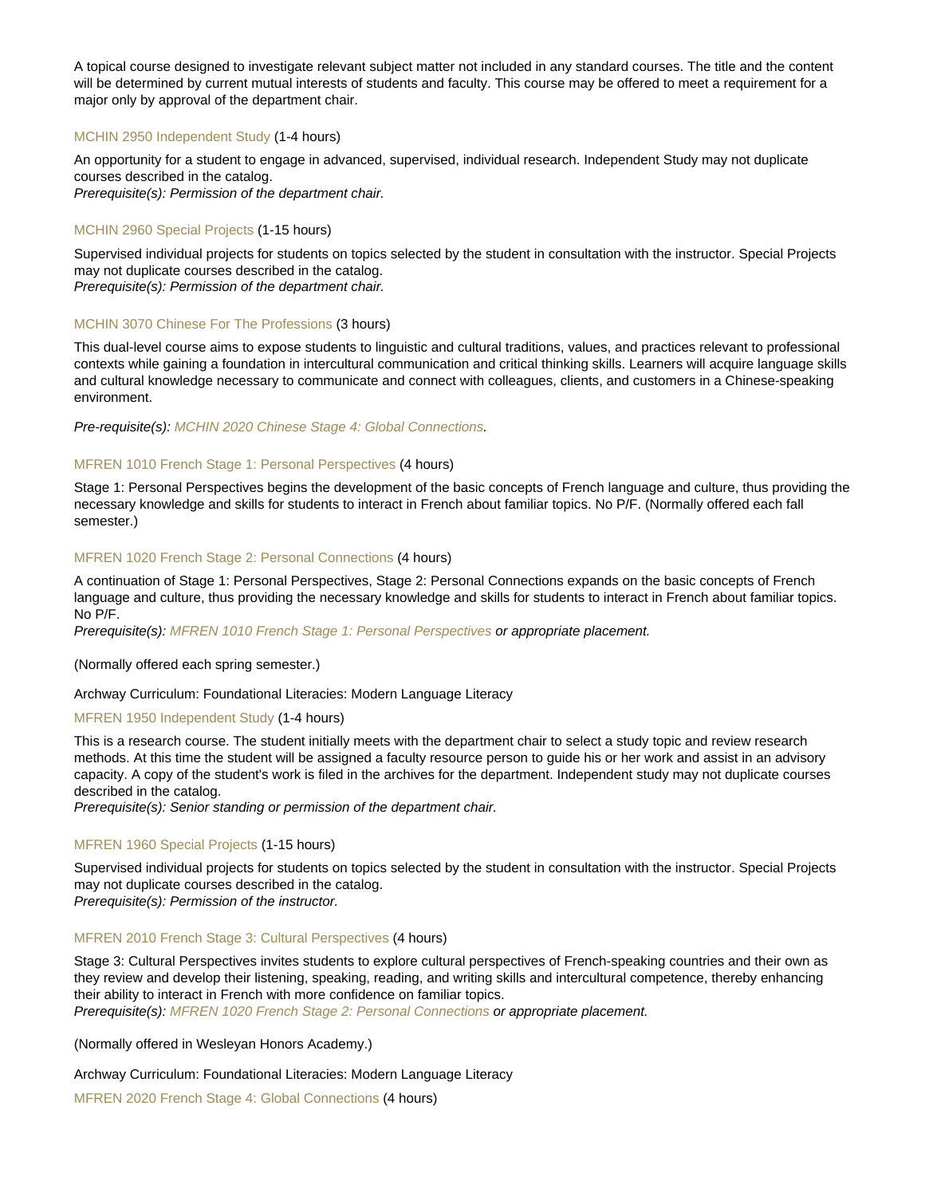A topical course designed to investigate relevant subject matter not included in any standard courses. The title and the content will be determined by current mutual interests of students and faculty. This course may be offered to meet a requirement for a major only by approval of the department chair.

### MCHIN 2950 Independent Study (1-4 hours)

An opportunity for a student to engage in advanced, supervised, individual research. Independent Study may not duplicate courses described in the catalog.
*Prerequisite(s): Permission of the department chair.*

### MCHIN 2960 Special Projects (1-15 hours)

Supervised individual projects for students on topics selected by the student in consultation with the instructor. Special Projects may not duplicate courses described in the catalog.
*Prerequisite(s): Permission of the department chair.*

### MCHIN 3070 Chinese For The Professions (3 hours)

This dual-level course aims to expose students to linguistic and cultural traditions, values, and practices relevant to professional contexts while gaining a foundation in intercultural communication and critical thinking skills. Learners will acquire language skills and cultural knowledge necessary to communicate and connect with colleagues, clients, and customers in a Chinese-speaking environment.

*Pre-requisite(s): MCHIN 2020 Chinese Stage 4: Global Connections.*

### MFREN 1010 French Stage 1: Personal Perspectives (4 hours)

Stage 1: Personal Perspectives begins the development of the basic concepts of French language and culture, thus providing the necessary knowledge and skills for students to interact in French about familiar topics. No P/F. (Normally offered each fall semester.)

### MFREN 1020 French Stage 2: Personal Connections (4 hours)

A continuation of Stage 1: Personal Perspectives, Stage 2: Personal Connections expands on the basic concepts of French language and culture, thus providing the necessary knowledge and skills for students to interact in French about familiar topics. No P/F.
*Prerequisite(s): MFREN 1010 French Stage 1: Personal Perspectives or appropriate placement.*

(Normally offered each spring semester.)

Archway Curriculum: Foundational Literacies: Modern Language Literacy

### MFREN 1950 Independent Study (1-4 hours)

This is a research course. The student initially meets with the department chair to select a study topic and review research methods. At this time the student will be assigned a faculty resource person to guide his or her work and assist in an advisory capacity. A copy of the student's work is filed in the archives for the department. Independent study may not duplicate courses described in the catalog.
*Prerequisite(s): Senior standing or permission of the department chair.*

### MFREN 1960 Special Projects (1-15 hours)

Supervised individual projects for students on topics selected by the student in consultation with the instructor. Special Projects may not duplicate courses described in the catalog.
*Prerequisite(s): Permission of the instructor.*

### MFREN 2010 French Stage 3: Cultural Perspectives (4 hours)

Stage 3: Cultural Perspectives invites students to explore cultural perspectives of French-speaking countries and their own as they review and develop their listening, speaking, reading, and writing skills and intercultural competence, thereby enhancing their ability to interact in French with more confidence on familiar topics.
*Prerequisite(s): MFREN 1020 French Stage 2: Personal Connections or appropriate placement.*

(Normally offered in Wesleyan Honors Academy.)

Archway Curriculum: Foundational Literacies: Modern Language Literacy

### MFREN 2020 French Stage 4: Global Connections (4 hours)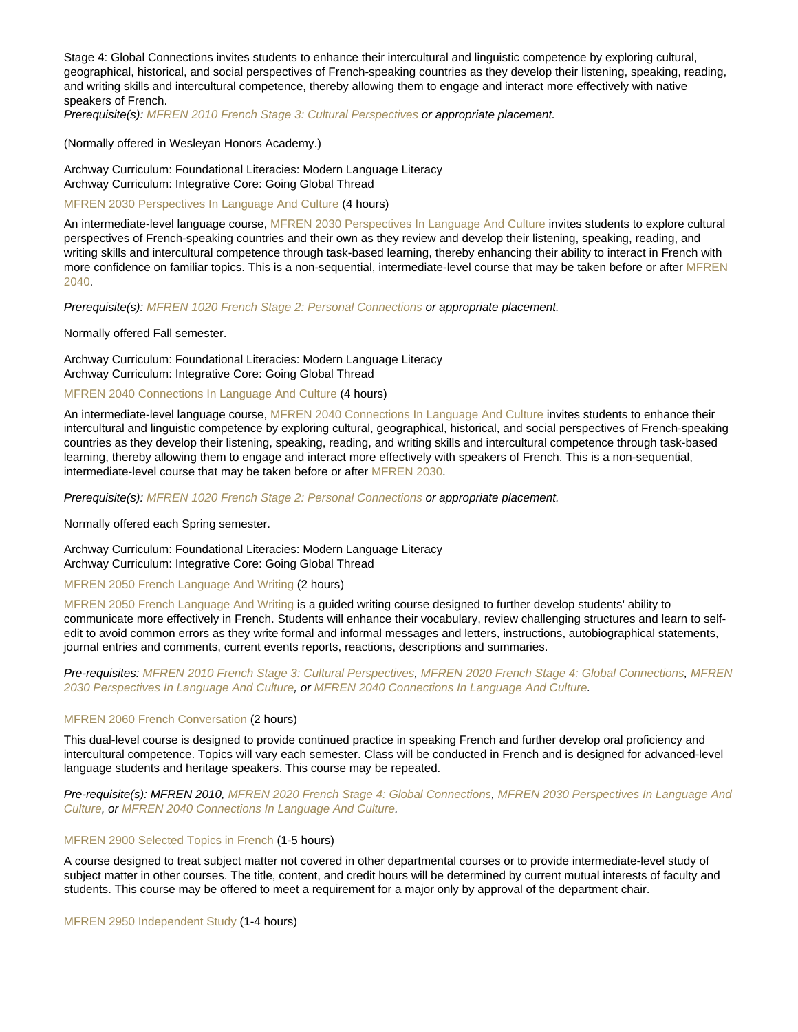Stage 4: Global Connections invites students to enhance their intercultural and linguistic competence by exploring cultural, geographical, historical, and social perspectives of French-speaking countries as they develop their listening, speaking, reading, and writing skills and intercultural competence, thereby allowing them to engage and interact more effectively with native speakers of French.

*Prerequisite(s): MFREN 2010 French Stage 3: Cultural Perspectives or appropriate placement.*

(Normally offered in Wesleyan Honors Academy.)

Archway Curriculum: Foundational Literacies: Modern Language Literacy
Archway Curriculum: Integrative Core: Going Global Thread

MFREN 2030 Perspectives In Language And Culture (4 hours)

An intermediate-level language course, MFREN 2030 Perspectives In Language And Culture invites students to explore cultural perspectives of French-speaking countries and their own as they review and develop their listening, speaking, reading, and writing skills and intercultural competence through task-based learning, thereby enhancing their ability to interact in French with more confidence on familiar topics. This is a non-sequential, intermediate-level course that may be taken before or after MFREN 2040.

*Prerequisite(s): MFREN 1020 French Stage 2: Personal Connections or appropriate placement.*

Normally offered Fall semester.

Archway Curriculum: Foundational Literacies: Modern Language Literacy
Archway Curriculum: Integrative Core: Going Global Thread

MFREN 2040 Connections In Language And Culture (4 hours)

An intermediate-level language course, MFREN 2040 Connections In Language And Culture invites students to enhance their intercultural and linguistic competence by exploring cultural, geographical, historical, and social perspectives of French-speaking countries as they develop their listening, speaking, reading, and writing skills and intercultural competence through task-based learning, thereby allowing them to engage and interact more effectively with speakers of French. This is a non-sequential, intermediate-level course that may be taken before or after MFREN 2030.

*Prerequisite(s): MFREN 1020 French Stage 2: Personal Connections or appropriate placement.*

Normally offered each Spring semester.

Archway Curriculum: Foundational Literacies: Modern Language Literacy
Archway Curriculum: Integrative Core: Going Global Thread

MFREN 2050 French Language And Writing (2 hours)

MFREN 2050 French Language And Writing is a guided writing course designed to further develop students' ability to communicate more effectively in French. Students will enhance their vocabulary, review challenging structures and learn to self-edit to avoid common errors as they write formal and informal messages and letters, instructions, autobiographical statements, journal entries and comments, current events reports, reactions, descriptions and summaries.

*Pre-requisites: MFREN 2010 French Stage 3: Cultural Perspectives, MFREN 2020 French Stage 4: Global Connections, MFREN 2030 Perspectives In Language And Culture, or MFREN 2040 Connections In Language And Culture.*

MFREN 2060 French Conversation (2 hours)

This dual-level course is designed to provide continued practice in speaking French and further develop oral proficiency and intercultural competence. Topics will vary each semester. Class will be conducted in French and is designed for advanced-level language students and heritage speakers. This course may be repeated.

*Pre-requisite(s): MFREN 2010, MFREN 2020 French Stage 4: Global Connections, MFREN 2030 Perspectives In Language And Culture, or MFREN 2040 Connections In Language And Culture.*

MFREN 2900 Selected Topics in French (1-5 hours)

A course designed to treat subject matter not covered in other departmental courses or to provide intermediate-level study of subject matter in other courses. The title, content, and credit hours will be determined by current mutual interests of faculty and students. This course may be offered to meet a requirement for a major only by approval of the department chair.

MFREN 2950 Independent Study (1-4 hours)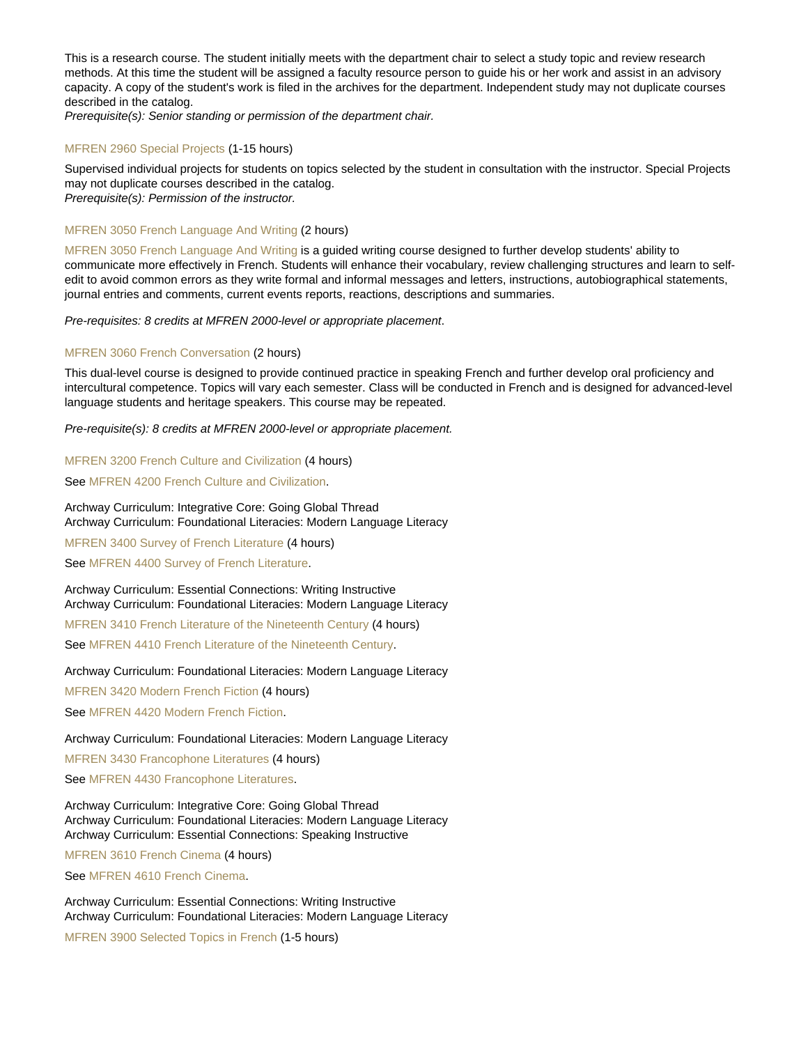This is a research course. The student initially meets with the department chair to select a study topic and review research methods. At this time the student will be assigned a faculty resource person to guide his or her work and assist in an advisory capacity. A copy of the student's work is filed in the archives for the department. Independent study may not duplicate courses described in the catalog.

*Prerequisite(s): Senior standing or permission of the department chair.*

### MFREN 2960 Special Projects (1-15 hours)

Supervised individual projects for students on topics selected by the student in consultation with the instructor. Special Projects may not duplicate courses described in the catalog.

*Prerequisite(s): Permission of the instructor.*

### MFREN 3050 French Language And Writing (2 hours)

MFREN 3050 French Language And Writing is a guided writing course designed to further develop students' ability to communicate more effectively in French. Students will enhance their vocabulary, review challenging structures and learn to self-edit to avoid common errors as they write formal and informal messages and letters, instructions, autobiographical statements, journal entries and comments, current events reports, reactions, descriptions and summaries.

*Pre-requisites: 8 credits at MFREN 2000-level or appropriate placement*.

### MFREN 3060 French Conversation (2 hours)

This dual-level course is designed to provide continued practice in speaking French and further develop oral proficiency and intercultural competence. Topics will vary each semester. Class will be conducted in French and is designed for advanced-level language students and heritage speakers. This course may be repeated.

*Pre-requisite(s): 8 credits at MFREN 2000-level or appropriate placement.*

### MFREN 3200 French Culture and Civilization (4 hours)

See MFREN 4200 French Culture and Civilization.

Archway Curriculum: Integrative Core: Going Global Thread
Archway Curriculum: Foundational Literacies: Modern Language Literacy

### MFREN 3400 Survey of French Literature (4 hours)

See MFREN 4400 Survey of French Literature.

Archway Curriculum: Essential Connections: Writing Instructive
Archway Curriculum: Foundational Literacies: Modern Language Literacy

### MFREN 3410 French Literature of the Nineteenth Century (4 hours)

See MFREN 4410 French Literature of the Nineteenth Century.

Archway Curriculum: Foundational Literacies: Modern Language Literacy

### MFREN 3420 Modern French Fiction (4 hours)

See MFREN 4420 Modern French Fiction.

Archway Curriculum: Foundational Literacies: Modern Language Literacy

### MFREN 3430 Francophone Literatures (4 hours)

See MFREN 4430 Francophone Literatures.

Archway Curriculum: Integrative Core: Going Global Thread
Archway Curriculum: Foundational Literacies: Modern Language Literacy
Archway Curriculum: Essential Connections: Speaking Instructive

### MFREN 3610 French Cinema (4 hours)

See MFREN 4610 French Cinema.

Archway Curriculum: Essential Connections: Writing Instructive
Archway Curriculum: Foundational Literacies: Modern Language Literacy

### MFREN 3900 Selected Topics in French (1-5 hours)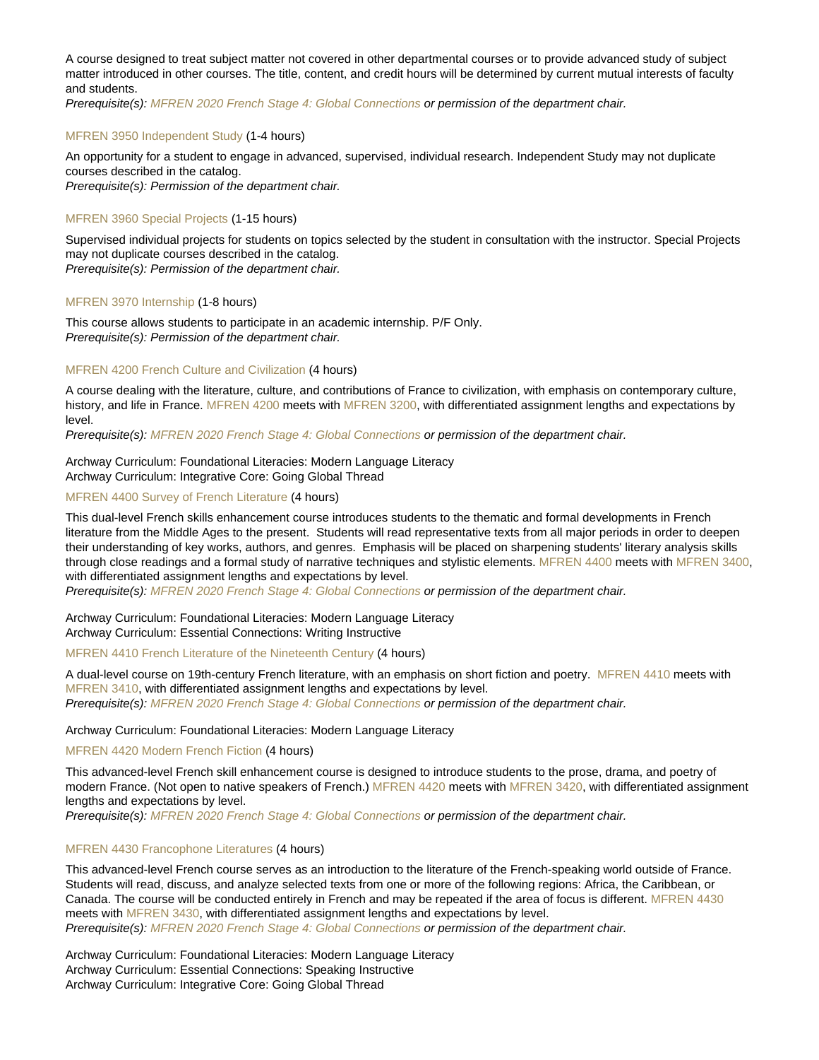A course designed to treat subject matter not covered in other departmental courses or to provide advanced study of subject matter introduced in other courses. The title, content, and credit hours will be determined by current mutual interests of faculty and students.
*Prerequisite(s): MFREN 2020 French Stage 4: Global Connections or permission of the department chair.*

### MFREN 3950 Independent Study (1-4 hours)

An opportunity for a student to engage in advanced, supervised, individual research. Independent Study may not duplicate courses described in the catalog.
*Prerequisite(s): Permission of the department chair.*

### MFREN 3960 Special Projects (1-15 hours)

Supervised individual projects for students on topics selected by the student in consultation with the instructor. Special Projects may not duplicate courses described in the catalog.
*Prerequisite(s): Permission of the department chair.*

### MFREN 3970 Internship (1-8 hours)

This course allows students to participate in an academic internship. P/F Only.
*Prerequisite(s): Permission of the department chair.*

### MFREN 4200 French Culture and Civilization (4 hours)

A course dealing with the literature, culture, and contributions of France to civilization, with emphasis on contemporary culture, history, and life in France. MFREN 4200 meets with MFREN 3200, with differentiated assignment lengths and expectations by level.
*Prerequisite(s): MFREN 2020 French Stage 4: Global Connections or permission of the department chair.*

Archway Curriculum: Foundational Literacies: Modern Language Literacy
Archway Curriculum: Integrative Core: Going Global Thread

### MFREN 4400 Survey of French Literature (4 hours)

This dual-level French skills enhancement course introduces students to the thematic and formal developments in French literature from the Middle Ages to the present. Students will read representative texts from all major periods in order to deepen their understanding of key works, authors, and genres. Emphasis will be placed on sharpening students' literary analysis skills through close readings and a formal study of narrative techniques and stylistic elements. MFREN 4400 meets with MFREN 3400, with differentiated assignment lengths and expectations by level.
*Prerequisite(s): MFREN 2020 French Stage 4: Global Connections or permission of the department chair.*

Archway Curriculum: Foundational Literacies: Modern Language Literacy
Archway Curriculum: Essential Connections: Writing Instructive

### MFREN 4410 French Literature of the Nineteenth Century (4 hours)

A dual-level course on 19th-century French literature, with an emphasis on short fiction and poetry. MFREN 4410 meets with MFREN 3410, with differentiated assignment lengths and expectations by level.
*Prerequisite(s): MFREN 2020 French Stage 4: Global Connections or permission of the department chair.*

Archway Curriculum: Foundational Literacies: Modern Language Literacy

### MFREN 4420 Modern French Fiction (4 hours)

This advanced-level French skill enhancement course is designed to introduce students to the prose, drama, and poetry of modern France. (Not open to native speakers of French.) MFREN 4420 meets with MFREN 3420, with differentiated assignment lengths and expectations by level.
*Prerequisite(s): MFREN 2020 French Stage 4: Global Connections or permission of the department chair.*

### MFREN 4430 Francophone Literatures (4 hours)

This advanced-level French course serves as an introduction to the literature of the French-speaking world outside of France. Students will read, discuss, and analyze selected texts from one or more of the following regions: Africa, the Caribbean, or Canada. The course will be conducted entirely in French and may be repeated if the area of focus is different. MFREN 4430 meets with MFREN 3430, with differentiated assignment lengths and expectations by level.
*Prerequisite(s): MFREN 2020 French Stage 4: Global Connections or permission of the department chair.*

Archway Curriculum: Foundational Literacies: Modern Language Literacy
Archway Curriculum: Essential Connections: Speaking Instructive
Archway Curriculum: Integrative Core: Going Global Thread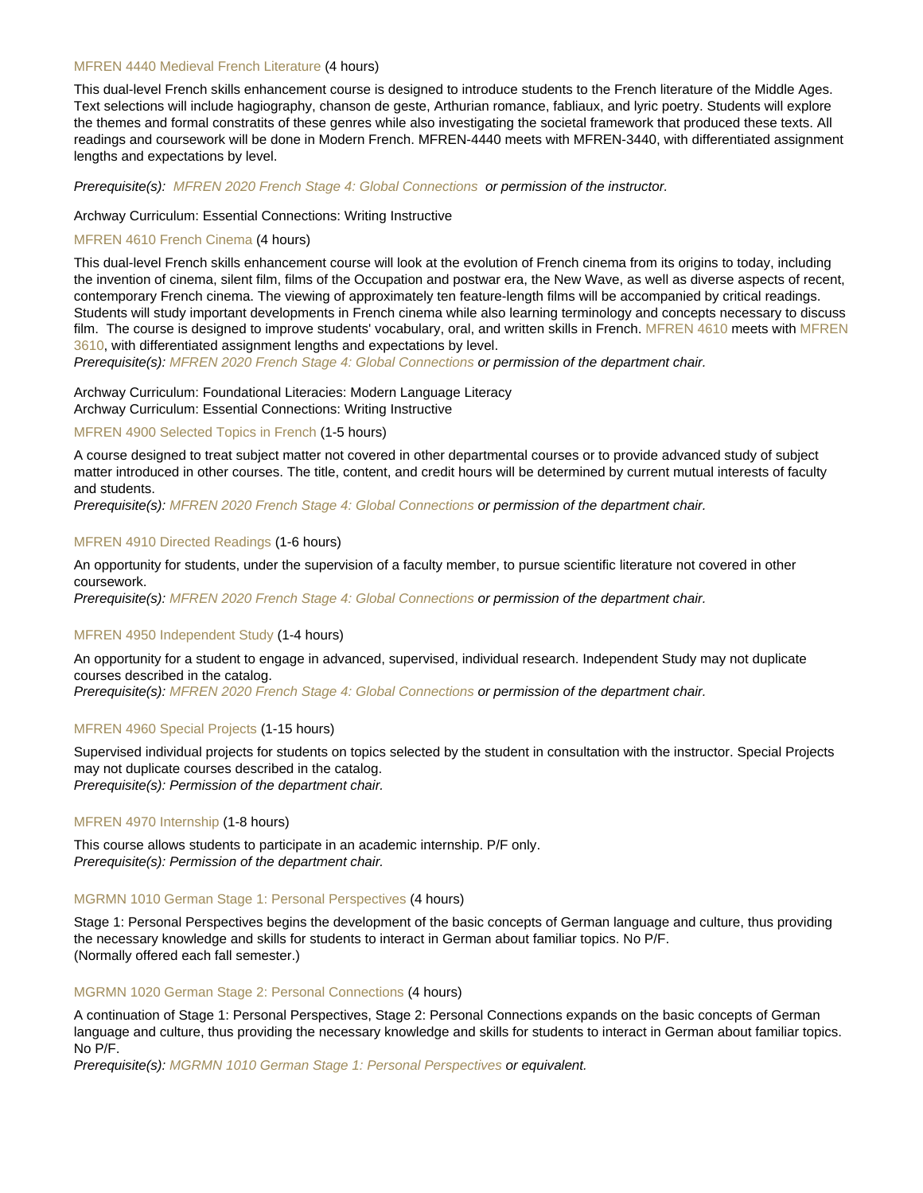### MFREN 4440 Medieval French Literature (4 hours)

This dual-level French skills enhancement course is designed to introduce students to the French literature of the Middle Ages. Text selections will include hagiography, chanson de geste, Arthurian romance, fabliaux, and lyric poetry. Students will explore the themes and formal constratits of these genres while also investigating the societal framework that produced these texts. All readings and coursework will be done in Modern French. MFREN-4440 meets with MFREN-3440, with differentiated assignment lengths and expectations by level.

*Prerequisite(s): MFREN 2020 French Stage 4: Global Connections or permission of the instructor.*

Archway Curriculum: Essential Connections: Writing Instructive

### MFREN 4610 French Cinema (4 hours)

This dual-level French skills enhancement course will look at the evolution of French cinema from its origins to today, including the invention of cinema, silent film, films of the Occupation and postwar era, the New Wave, as well as diverse aspects of recent, contemporary French cinema. The viewing of approximately ten feature-length films will be accompanied by critical readings. Students will study important developments in French cinema while also learning terminology and concepts necessary to discuss film. The course is designed to improve students' vocabulary, oral, and written skills in French. MFREN 4610 meets with MFREN 3610, with differentiated assignment lengths and expectations by level.
*Prerequisite(s): MFREN 2020 French Stage 4: Global Connections or permission of the department chair.*

Archway Curriculum: Foundational Literacies: Modern Language Literacy
Archway Curriculum: Essential Connections: Writing Instructive

### MFREN 4900 Selected Topics in French (1-5 hours)

A course designed to treat subject matter not covered in other departmental courses or to provide advanced study of subject matter introduced in other courses. The title, content, and credit hours will be determined by current mutual interests of faculty and students.
*Prerequisite(s): MFREN 2020 French Stage 4: Global Connections or permission of the department chair.*

### MFREN 4910 Directed Readings (1-6 hours)

An opportunity for students, under the supervision of a faculty member, to pursue scientific literature not covered in other coursework.
*Prerequisite(s): MFREN 2020 French Stage 4: Global Connections or permission of the department chair.*

### MFREN 4950 Independent Study (1-4 hours)

An opportunity for a student to engage in advanced, supervised, individual research. Independent Study may not duplicate courses described in the catalog.
*Prerequisite(s): MFREN 2020 French Stage 4: Global Connections or permission of the department chair.*

### MFREN 4960 Special Projects (1-15 hours)

Supervised individual projects for students on topics selected by the student in consultation with the instructor. Special Projects may not duplicate courses described in the catalog.
*Prerequisite(s): Permission of the department chair.*

### MFREN 4970 Internship (1-8 hours)

This course allows students to participate in an academic internship. P/F only.
*Prerequisite(s): Permission of the department chair.*

### MGRMN 1010 German Stage 1: Personal Perspectives (4 hours)

Stage 1: Personal Perspectives begins the development of the basic concepts of German language and culture, thus providing the necessary knowledge and skills for students to interact in German about familiar topics. No P/F.
(Normally offered each fall semester.)

### MGRMN 1020 German Stage 2: Personal Connections (4 hours)

A continuation of Stage 1: Personal Perspectives, Stage 2: Personal Connections expands on the basic concepts of German language and culture, thus providing the necessary knowledge and skills for students to interact in German about familiar topics. No P/F.
*Prerequisite(s): MGRMN 1010 German Stage 1: Personal Perspectives or equivalent.*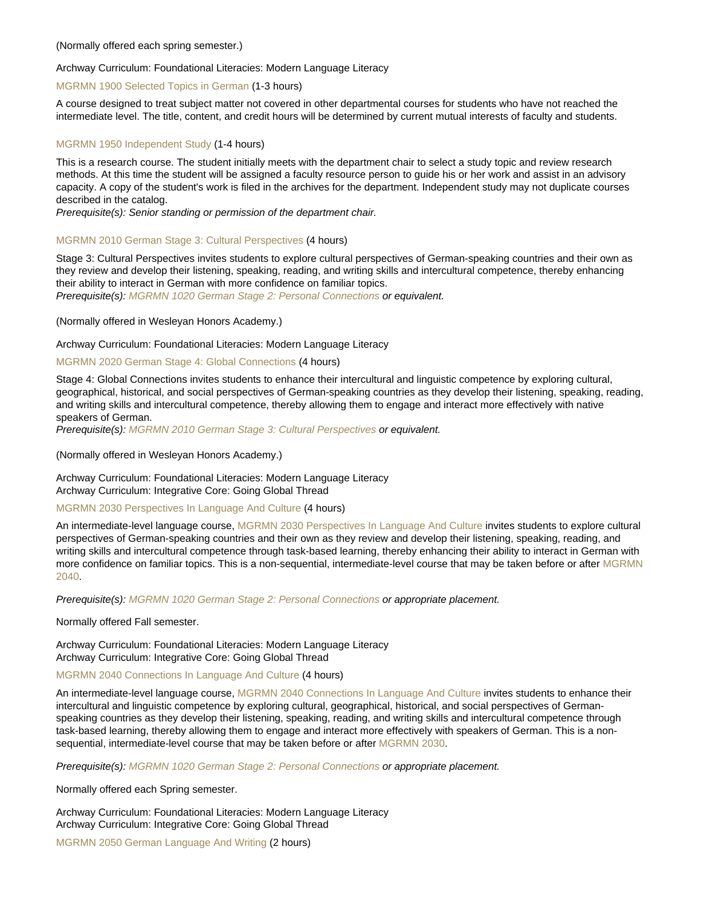(Normally offered each spring semester.)

Archway Curriculum: Foundational Literacies: Modern Language Literacy

### MGRMN 1900 Selected Topics in German (1-3 hours)

A course designed to treat subject matter not covered in other departmental courses for students who have not reached the intermediate level. The title, content, and credit hours will be determined by current mutual interests of faculty and students.

### MGRMN 1950 Independent Study (1-4 hours)

This is a research course. The student initially meets with the department chair to select a study topic and review research methods. At this time the student will be assigned a faculty resource person to guide his or her work and assist in an advisory capacity. A copy of the student's work is filed in the archives for the department. Independent study may not duplicate courses described in the catalog.
*Prerequisite(s): Senior standing or permission of the department chair.*

### MGRMN 2010 German Stage 3: Cultural Perspectives (4 hours)

Stage 3: Cultural Perspectives invites students to explore cultural perspectives of German-speaking countries and their own as they review and develop their listening, speaking, reading, and writing skills and intercultural competence, thereby enhancing their ability to interact in German with more confidence on familiar topics.
*Prerequisite(s): MGRMN 1020 German Stage 2: Personal Connections or equivalent.*

(Normally offered in Wesleyan Honors Academy.)

Archway Curriculum: Foundational Literacies: Modern Language Literacy

### MGRMN 2020 German Stage 4: Global Connections (4 hours)

Stage 4: Global Connections invites students to enhance their intercultural and linguistic competence by exploring cultural, geographical, historical, and social perspectives of German-speaking countries as they develop their listening, speaking, reading, and writing skills and intercultural competence, thereby allowing them to engage and interact more effectively with native speakers of German.
*Prerequisite(s): MGRMN 2010 German Stage 3: Cultural Perspectives or equivalent.*

(Normally offered in Wesleyan Honors Academy.)

Archway Curriculum: Foundational Literacies: Modern Language Literacy
Archway Curriculum: Integrative Core: Going Global Thread

### MGRMN 2030 Perspectives In Language And Culture (4 hours)

An intermediate-level language course, MGRMN 2030 Perspectives In Language And Culture invites students to explore cultural perspectives of German-speaking countries and their own as they review and develop their listening, speaking, reading, and writing skills and intercultural competence through task-based learning, thereby enhancing their ability to interact in German with more confidence on familiar topics. This is a non-sequential, intermediate-level course that may be taken before or after MGRMN 2040.

*Prerequisite(s): MGRMN 1020 German Stage 2: Personal Connections or appropriate placement.*

Normally offered Fall semester.

Archway Curriculum: Foundational Literacies: Modern Language Literacy
Archway Curriculum: Integrative Core: Going Global Thread

### MGRMN 2040 Connections In Language And Culture (4 hours)

An intermediate-level language course, MGRMN 2040 Connections In Language And Culture invites students to enhance their intercultural and linguistic competence by exploring cultural, geographical, historical, and social perspectives of German-speaking countries as they develop their listening, speaking, reading, and writing skills and intercultural competence through task-based learning, thereby allowing them to engage and interact more effectively with speakers of German. This is a non-sequential, intermediate-level course that may be taken before or after MGRMN 2030.

*Prerequisite(s): MGRMN 1020 German Stage 2: Personal Connections or appropriate placement.*

Normally offered each Spring semester.

Archway Curriculum: Foundational Literacies: Modern Language Literacy
Archway Curriculum: Integrative Core: Going Global Thread

### MGRMN 2050 German Language And Writing (2 hours)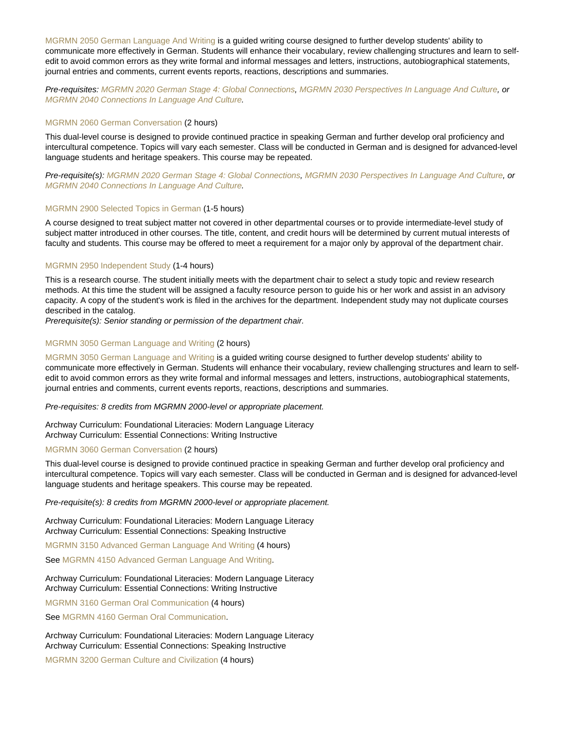MGRMN 2050 German Language And Writing is a guided writing course designed to further develop students' ability to communicate more effectively in German. Students will enhance their vocabulary, review challenging structures and learn to self-edit to avoid common errors as they write formal and informal messages and letters, instructions, autobiographical statements, journal entries and comments, current events reports, reactions, descriptions and summaries.

*Pre-requisites: MGRMN 2020 German Stage 4: Global Connections, MGRMN 2030 Perspectives In Language And Culture, or MGRMN 2040 Connections In Language And Culture.*

MGRMN 2060 German Conversation (2 hours)

This dual-level course is designed to provide continued practice in speaking German and further develop oral proficiency and intercultural competence. Topics will vary each semester. Class will be conducted in German and is designed for advanced-level language students and heritage speakers. This course may be repeated.

*Pre-requisite(s): MGRMN 2020 German Stage 4: Global Connections, MGRMN 2030 Perspectives In Language And Culture, or MGRMN 2040 Connections In Language And Culture.*

MGRMN 2900 Selected Topics in German (1-5 hours)

A course designed to treat subject matter not covered in other departmental courses or to provide intermediate-level study of subject matter introduced in other courses. The title, content, and credit hours will be determined by current mutual interests of faculty and students. This course may be offered to meet a requirement for a major only by approval of the department chair.

MGRMN 2950 Independent Study (1-4 hours)

This is a research course. The student initially meets with the department chair to select a study topic and review research methods. At this time the student will be assigned a faculty resource person to guide his or her work and assist in an advisory capacity. A copy of the student's work is filed in the archives for the department. Independent study may not duplicate courses described in the catalog.
*Prerequisite(s): Senior standing or permission of the department chair.*

MGRMN 3050 German Language and Writing (2 hours)

MGRMN 3050 German Language and Writing is a guided writing course designed to further develop students' ability to communicate more effectively in German. Students will enhance their vocabulary, review challenging structures and learn to self-edit to avoid common errors as they write formal and informal messages and letters, instructions, autobiographical statements, journal entries and comments, current events reports, reactions, descriptions and summaries.

*Pre-requisites: 8 credits from MGRMN 2000-level or appropriate placement.*

Archway Curriculum: Foundational Literacies: Modern Language Literacy
Archway Curriculum: Essential Connections: Writing Instructive

MGRMN 3060 German Conversation (2 hours)

This dual-level course is designed to provide continued practice in speaking German and further develop oral proficiency and intercultural competence. Topics will vary each semester. Class will be conducted in German and is designed for advanced-level language students and heritage speakers. This course may be repeated.

*Pre-requisite(s): 8 credits from MGRMN 2000-level or appropriate placement.*

Archway Curriculum: Foundational Literacies: Modern Language Literacy
Archway Curriculum: Essential Connections: Speaking Instructive

MGRMN 3150 Advanced German Language And Writing (4 hours)

See MGRMN 4150 Advanced German Language And Writing.

Archway Curriculum: Foundational Literacies: Modern Language Literacy
Archway Curriculum: Essential Connections: Writing Instructive

MGRMN 3160 German Oral Communication (4 hours)

See MGRMN 4160 German Oral Communication.

Archway Curriculum: Foundational Literacies: Modern Language Literacy
Archway Curriculum: Essential Connections: Speaking Instructive

MGRMN 3200 German Culture and Civilization (4 hours)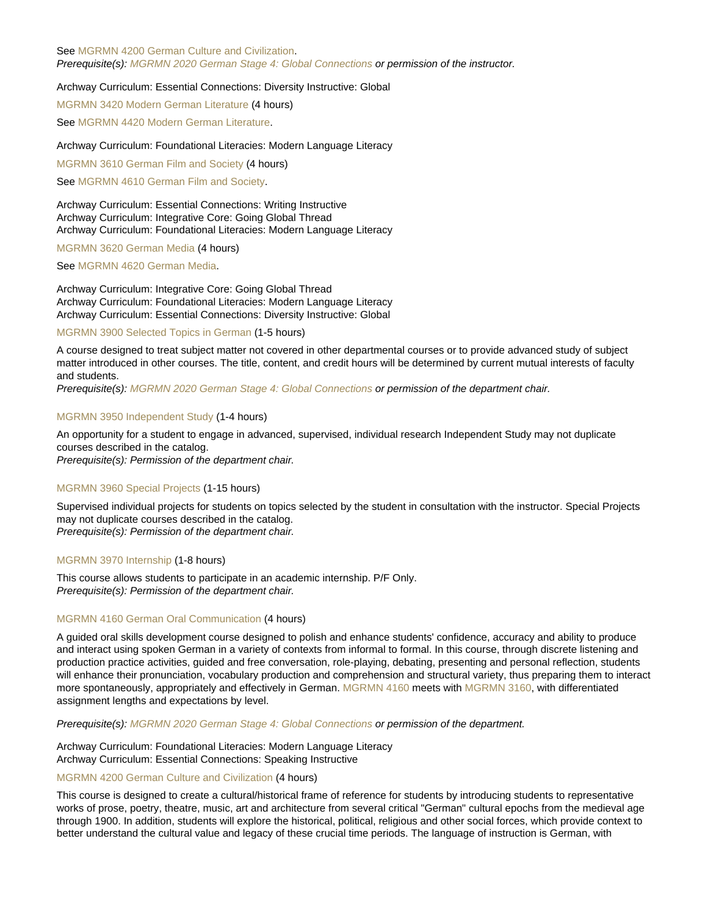See MGRMN 4200 German Culture and Civilization.
*Prerequisite(s): MGRMN 2020 German Stage 4: Global Connections or permission of the instructor.*

Archway Curriculum: Essential Connections: Diversity Instructive: Global

MGRMN 3420 Modern German Literature (4 hours)

See MGRMN 4420 Modern German Literature.

Archway Curriculum: Foundational Literacies: Modern Language Literacy

MGRMN 3610 German Film and Society (4 hours)

See MGRMN 4610 German Film and Society.

Archway Curriculum: Essential Connections: Writing Instructive
Archway Curriculum: Integrative Core: Going Global Thread
Archway Curriculum: Foundational Literacies: Modern Language Literacy

MGRMN 3620 German Media (4 hours)

See MGRMN 4620 German Media.

Archway Curriculum: Integrative Core: Going Global Thread
Archway Curriculum: Foundational Literacies: Modern Language Literacy
Archway Curriculum: Essential Connections: Diversity Instructive: Global

MGRMN 3900 Selected Topics in German (1-5 hours)

A course designed to treat subject matter not covered in other departmental courses or to provide advanced study of subject matter introduced in other courses. The title, content, and credit hours will be determined by current mutual interests of faculty and students.
*Prerequisite(s): MGRMN 2020 German Stage 4: Global Connections or permission of the department chair.*

MGRMN 3950 Independent Study (1-4 hours)

An opportunity for a student to engage in advanced, supervised, individual research Independent Study may not duplicate courses described in the catalog.
*Prerequisite(s): Permission of the department chair.*

MGRMN 3960 Special Projects (1-15 hours)

Supervised individual projects for students on topics selected by the student in consultation with the instructor. Special Projects may not duplicate courses described in the catalog.
*Prerequisite(s): Permission of the department chair.*

MGRMN 3970 Internship (1-8 hours)

This course allows students to participate in an academic internship. P/F Only.
*Prerequisite(s): Permission of the department chair.*

MGRMN 4160 German Oral Communication (4 hours)

A guided oral skills development course designed to polish and enhance students' confidence, accuracy and ability to produce and interact using spoken German in a variety of contexts from informal to formal. In this course, through discrete listening and production practice activities, guided and free conversation, role-playing, debating, presenting and personal reflection, students will enhance their pronunciation, vocabulary production and comprehension and structural variety, thus preparing them to interact more spontaneously, appropriately and effectively in German. MGRMN 4160 meets with MGRMN 3160, with differentiated assignment lengths and expectations by level.

*Prerequisite(s): MGRMN 2020 German Stage 4: Global Connections or permission of the department.*

Archway Curriculum: Foundational Literacies: Modern Language Literacy
Archway Curriculum: Essential Connections: Speaking Instructive

MGRMN 4200 German Culture and Civilization (4 hours)

This course is designed to create a cultural/historical frame of reference for students by introducing students to representative works of prose, poetry, theatre, music, art and architecture from several critical "German" cultural epochs from the medieval age through 1900. In addition, students will explore the historical, political, religious and other social forces, which provide context to better understand the cultural value and legacy of these crucial time periods. The language of instruction is German, with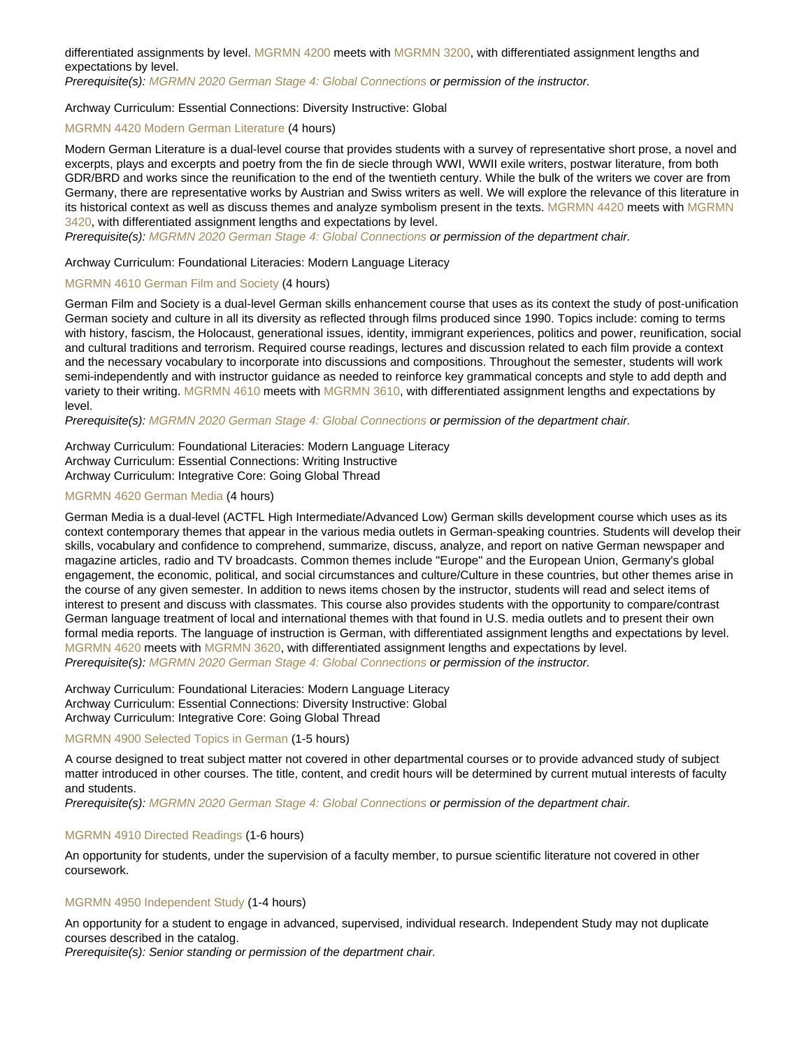differentiated assignments by level. MGRMN 4200 meets with MGRMN 3200, with differentiated assignment lengths and expectations by level.
*Prerequisite(s): MGRMN 2020 German Stage 4: Global Connections or permission of the instructor.*

Archway Curriculum: Essential Connections: Diversity Instructive: Global

### MGRMN 4420 Modern German Literature (4 hours)

Modern German Literature is a dual-level course that provides students with a survey of representative short prose, a novel and excerpts, plays and excerpts and poetry from the fin de siecle through WWI, WWII exile writers, postwar literature, from both GDR/BRD and works since the reunification to the end of the twentieth century. While the bulk of the writers we cover are from Germany, there are representative works by Austrian and Swiss writers as well. We will explore the relevance of this literature in its historical context as well as discuss themes and analyze symbolism present in the texts. MGRMN 4420 meets with MGRMN 3420, with differentiated assignment lengths and expectations by level.
*Prerequisite(s): MGRMN 2020 German Stage 4: Global Connections or permission of the department chair.*

Archway Curriculum: Foundational Literacies: Modern Language Literacy

### MGRMN 4610 German Film and Society (4 hours)

German Film and Society is a dual-level German skills enhancement course that uses as its context the study of post-unification German society and culture in all its diversity as reflected through films produced since 1990. Topics include: coming to terms with history, fascism, the Holocaust, generational issues, identity, immigrant experiences, politics and power, reunification, social and cultural traditions and terrorism. Required course readings, lectures and discussion related to each film provide a context and the necessary vocabulary to incorporate into discussions and compositions. Throughout the semester, students will work semi-independently and with instructor guidance as needed to reinforce key grammatical concepts and style to add depth and variety to their writing. MGRMN 4610 meets with MGRMN 3610, with differentiated assignment lengths and expectations by level.
*Prerequisite(s): MGRMN 2020 German Stage 4: Global Connections or permission of the department chair.*

Archway Curriculum: Foundational Literacies: Modern Language Literacy
Archway Curriculum: Essential Connections: Writing Instructive
Archway Curriculum: Integrative Core: Going Global Thread

### MGRMN 4620 German Media (4 hours)

German Media is a dual-level (ACTFL High Intermediate/Advanced Low) German skills development course which uses as its context contemporary themes that appear in the various media outlets in German-speaking countries. Students will develop their skills, vocabulary and confidence to comprehend, summarize, discuss, analyze, and report on native German newspaper and magazine articles, radio and TV broadcasts. Common themes include "Europe" and the European Union, Germany's global engagement, the economic, political, and social circumstances and culture/Culture in these countries, but other themes arise in the course of any given semester. In addition to news items chosen by the instructor, students will read and select items of interest to present and discuss with classmates. This course also provides students with the opportunity to compare/contrast German language treatment of local and international themes with that found in U.S. media outlets and to present their own formal media reports. The language of instruction is German, with differentiated assignment lengths and expectations by level. MGRMN 4620 meets with MGRMN 3620, with differentiated assignment lengths and expectations by level.
*Prerequisite(s): MGRMN 2020 German Stage 4: Global Connections or permission of the instructor.*

Archway Curriculum: Foundational Literacies: Modern Language Literacy
Archway Curriculum: Essential Connections: Diversity Instructive: Global
Archway Curriculum: Integrative Core: Going Global Thread

### MGRMN 4900 Selected Topics in German (1-5 hours)

A course designed to treat subject matter not covered in other departmental courses or to provide advanced study of subject matter introduced in other courses. The title, content, and credit hours will be determined by current mutual interests of faculty and students.
*Prerequisite(s): MGRMN 2020 German Stage 4: Global Connections or permission of the department chair.*

### MGRMN 4910 Directed Readings (1-6 hours)

An opportunity for students, under the supervision of a faculty member, to pursue scientific literature not covered in other coursework.

### MGRMN 4950 Independent Study (1-4 hours)

An opportunity for a student to engage in advanced, supervised, individual research. Independent Study may not duplicate courses described in the catalog.
*Prerequisite(s): Senior standing or permission of the department chair.*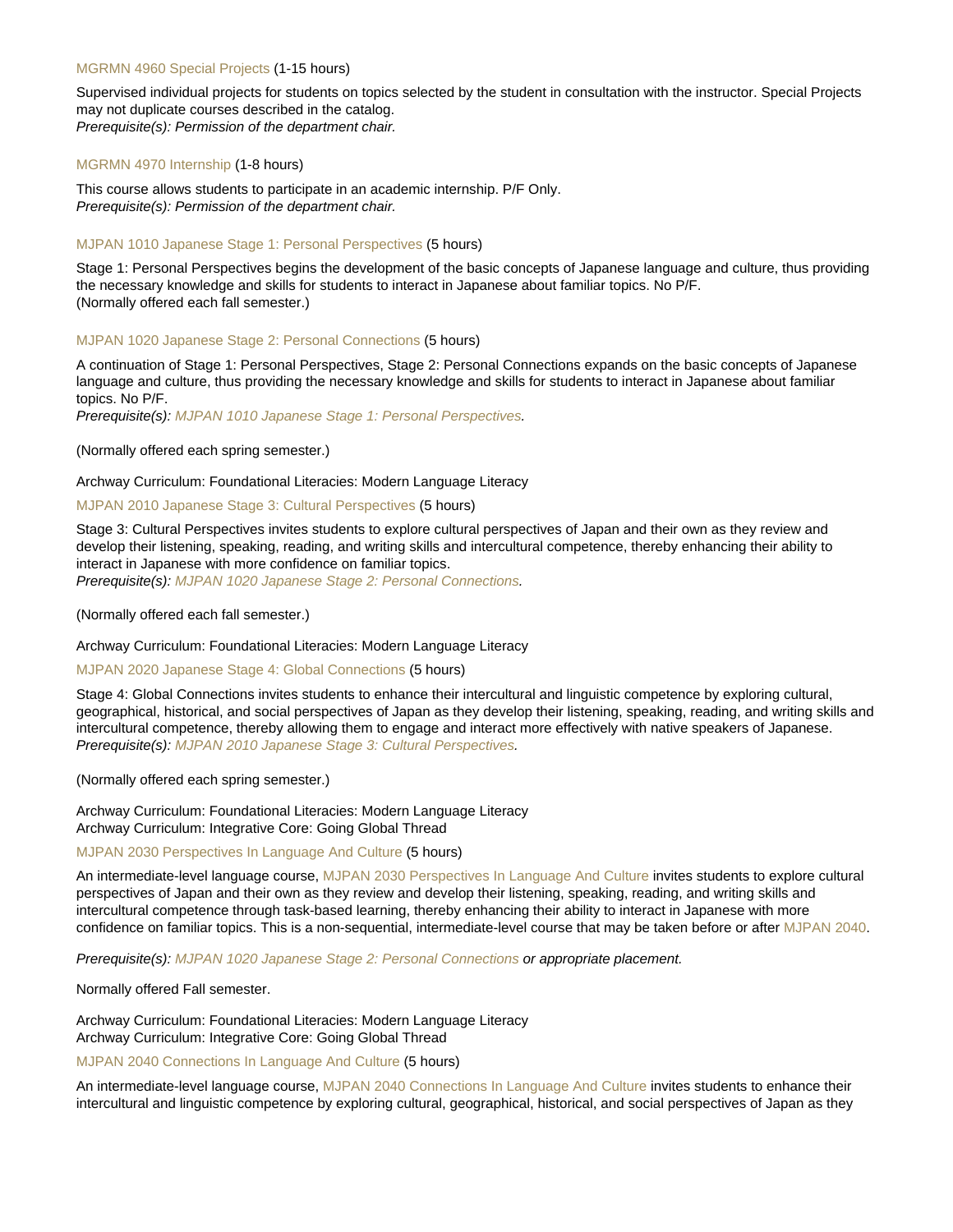MGRMN 4960 Special Projects (1-15 hours)

Supervised individual projects for students on topics selected by the student in consultation with the instructor. Special Projects may not duplicate courses described in the catalog.
*Prerequisite(s): Permission of the department chair.*

MGRMN 4970 Internship (1-8 hours)

This course allows students to participate in an academic internship. P/F Only.
*Prerequisite(s): Permission of the department chair.*

MJPAN 1010 Japanese Stage 1: Personal Perspectives (5 hours)

Stage 1: Personal Perspectives begins the development of the basic concepts of Japanese language and culture, thus providing the necessary knowledge and skills for students to interact in Japanese about familiar topics. No P/F.
(Normally offered each fall semester.)

MJPAN 1020 Japanese Stage 2: Personal Connections (5 hours)

A continuation of Stage 1: Personal Perspectives, Stage 2: Personal Connections expands on the basic concepts of Japanese language and culture, thus providing the necessary knowledge and skills for students to interact in Japanese about familiar topics. No P/F.
*Prerequisite(s): MJPAN 1010 Japanese Stage 1: Personal Perspectives.*

(Normally offered each spring semester.)

Archway Curriculum: Foundational Literacies: Modern Language Literacy

MJPAN 2010 Japanese Stage 3: Cultural Perspectives (5 hours)

Stage 3: Cultural Perspectives invites students to explore cultural perspectives of Japan and their own as they review and develop their listening, speaking, reading, and writing skills and intercultural competence, thereby enhancing their ability to interact in Japanese with more confidence on familiar topics.
*Prerequisite(s): MJPAN 1020 Japanese Stage 2: Personal Connections.*

(Normally offered each fall semester.)

Archway Curriculum: Foundational Literacies: Modern Language Literacy

MJPAN 2020 Japanese Stage 4: Global Connections (5 hours)

Stage 4: Global Connections invites students to enhance their intercultural and linguistic competence by exploring cultural, geographical, historical, and social perspectives of Japan as they develop their listening, speaking, reading, and writing skills and intercultural competence, thereby allowing them to engage and interact more effectively with native speakers of Japanese.
*Prerequisite(s): MJPAN 2010 Japanese Stage 3: Cultural Perspectives.*

(Normally offered each spring semester.)

Archway Curriculum: Foundational Literacies: Modern Language Literacy
Archway Curriculum: Integrative Core: Going Global Thread

MJPAN 2030 Perspectives In Language And Culture (5 hours)

An intermediate-level language course, MJPAN 2030 Perspectives In Language And Culture invites students to explore cultural perspectives of Japan and their own as they review and develop their listening, speaking, reading, and writing skills and intercultural competence through task-based learning, thereby enhancing their ability to interact in Japanese with more confidence on familiar topics. This is a non-sequential, intermediate-level course that may be taken before or after MJPAN 2040.

*Prerequisite(s): MJPAN 1020 Japanese Stage 2: Personal Connections or appropriate placement.*

Normally offered Fall semester.

Archway Curriculum: Foundational Literacies: Modern Language Literacy
Archway Curriculum: Integrative Core: Going Global Thread

MJPAN 2040 Connections In Language And Culture (5 hours)

An intermediate-level language course, MJPAN 2040 Connections In Language And Culture invites students to enhance their intercultural and linguistic competence by exploring cultural, geographical, historical, and social perspectives of Japan as they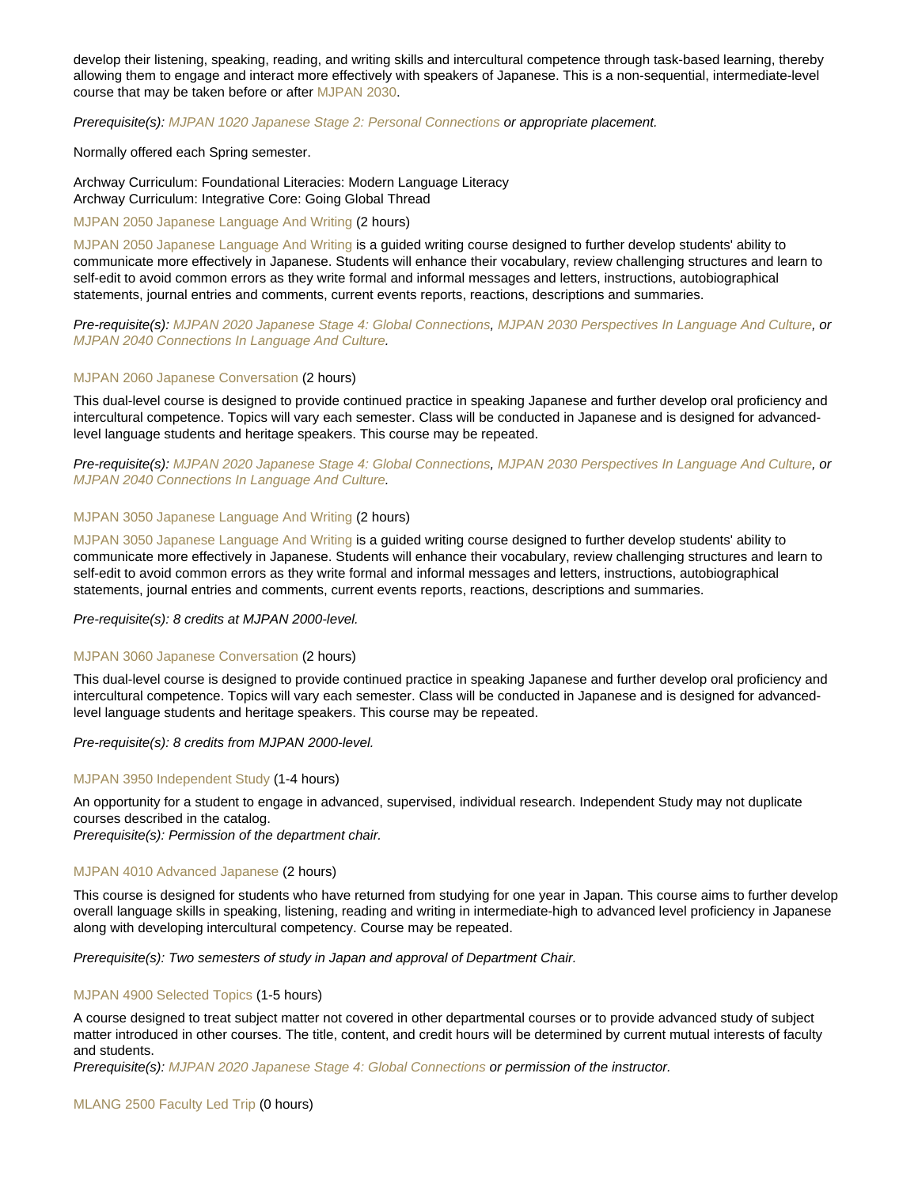develop their listening, speaking, reading, and writing skills and intercultural competence through task-based learning, thereby allowing them to engage and interact more effectively with speakers of Japanese. This is a non-sequential, intermediate-level course that may be taken before or after MJPAN 2030.

*Prerequisite(s): MJPAN 1020 Japanese Stage 2: Personal Connections or appropriate placement.*

Normally offered each Spring semester.

Archway Curriculum: Foundational Literacies: Modern Language Literacy
Archway Curriculum: Integrative Core: Going Global Thread

### MJPAN 2050 Japanese Language And Writing (2 hours)

MJPAN 2050 Japanese Language And Writing is a guided writing course designed to further develop students' ability to communicate more effectively in Japanese. Students will enhance their vocabulary, review challenging structures and learn to self-edit to avoid common errors as they write formal and informal messages and letters, instructions, autobiographical statements, journal entries and comments, current events reports, reactions, descriptions and summaries.

*Pre-requisite(s): MJPAN 2020 Japanese Stage 4: Global Connections, MJPAN 2030 Perspectives In Language And Culture, or MJPAN 2040 Connections In Language And Culture.*

### MJPAN 2060 Japanese Conversation (2 hours)

This dual-level course is designed to provide continued practice in speaking Japanese and further develop oral proficiency and intercultural competence. Topics will vary each semester. Class will be conducted in Japanese and is designed for advanced-level language students and heritage speakers. This course may be repeated.

*Pre-requisite(s): MJPAN 2020 Japanese Stage 4: Global Connections, MJPAN 2030 Perspectives In Language And Culture, or MJPAN 2040 Connections In Language And Culture.*

### MJPAN 3050 Japanese Language And Writing (2 hours)

MJPAN 3050 Japanese Language And Writing is a guided writing course designed to further develop students' ability to communicate more effectively in Japanese. Students will enhance their vocabulary, review challenging structures and learn to self-edit to avoid common errors as they write formal and informal messages and letters, instructions, autobiographical statements, journal entries and comments, current events reports, reactions, descriptions and summaries.

*Pre-requisite(s): 8 credits at MJPAN 2000-level.*

### MJPAN 3060 Japanese Conversation (2 hours)

This dual-level course is designed to provide continued practice in speaking Japanese and further develop oral proficiency and intercultural competence. Topics will vary each semester. Class will be conducted in Japanese and is designed for advanced-level language students and heritage speakers. This course may be repeated.

*Pre-requisite(s): 8 credits from MJPAN 2000-level.*

### MJPAN 3950 Independent Study (1-4 hours)

An opportunity for a student to engage in advanced, supervised, individual research. Independent Study may not duplicate courses described in the catalog.
*Prerequisite(s): Permission of the department chair.*

### MJPAN 4010 Advanced Japanese (2 hours)

This course is designed for students who have returned from studying for one year in Japan. This course aims to further develop overall language skills in speaking, listening, reading and writing in intermediate-high to advanced level proficiency in Japanese along with developing intercultural competency. Course may be repeated.

*Prerequisite(s): Two semesters of study in Japan and approval of Department Chair.*

### MJPAN 4900 Selected Topics (1-5 hours)

A course designed to treat subject matter not covered in other departmental courses or to provide advanced study of subject matter introduced in other courses. The title, content, and credit hours will be determined by current mutual interests of faculty and students.
*Prerequisite(s): MJPAN 2020 Japanese Stage 4: Global Connections or permission of the instructor.*

### MLANG 2500 Faculty Led Trip (0 hours)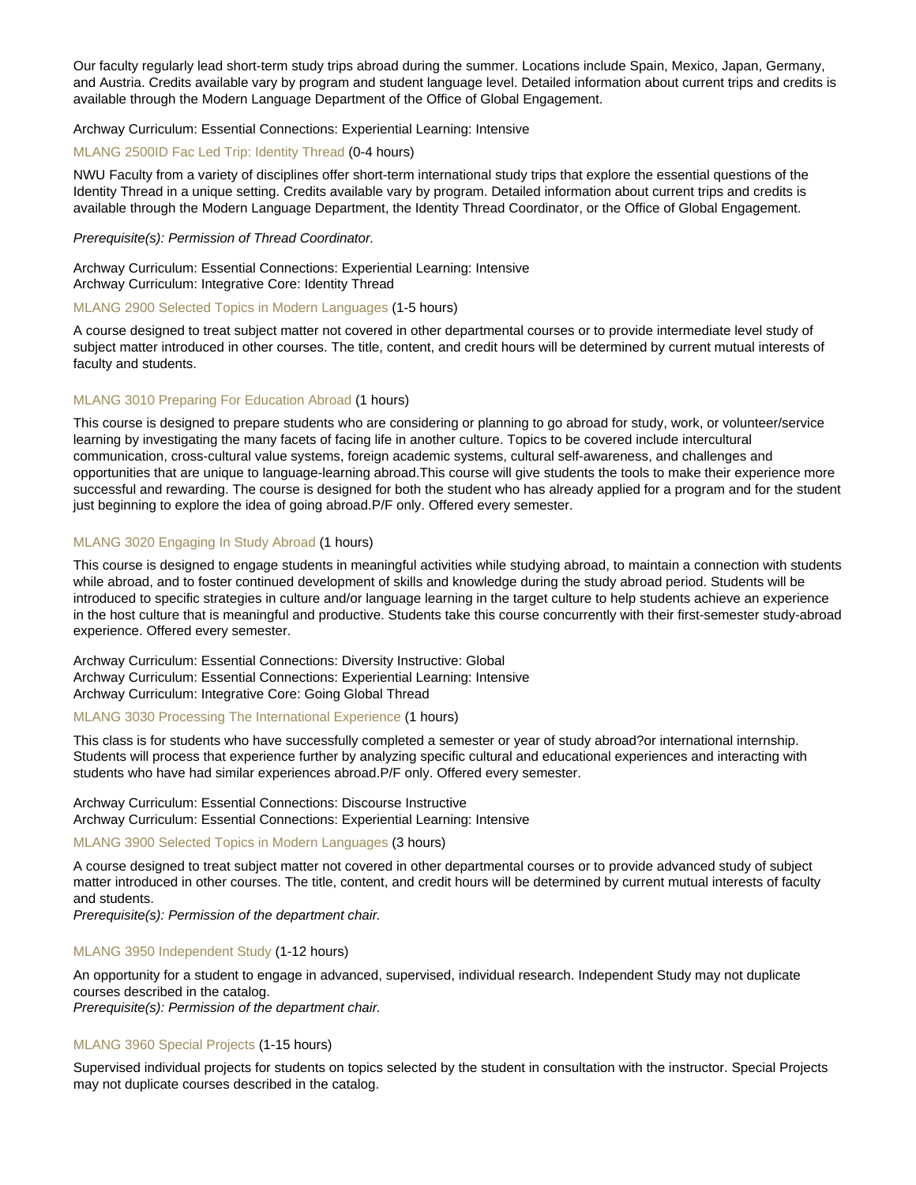Our faculty regularly lead short-term study trips abroad during the summer. Locations include Spain, Mexico, Japan, Germany, and Austria. Credits available vary by program and student language level. Detailed information about current trips and credits is available through the Modern Language Department of the Office of Global Engagement.

Archway Curriculum: Essential Connections: Experiential Learning: Intensive

### MLANG 2500ID Fac Led Trip: Identity Thread (0-4 hours)

NWU Faculty from a variety of disciplines offer short-term international study trips that explore the essential questions of the Identity Thread in a unique setting. Credits available vary by program. Detailed information about current trips and credits is available through the Modern Language Department, the Identity Thread Coordinator, or the Office of Global Engagement.

*Prerequisite(s): Permission of Thread Coordinator.*

Archway Curriculum: Essential Connections: Experiential Learning: Intensive
Archway Curriculum: Integrative Core: Identity Thread

### MLANG 2900 Selected Topics in Modern Languages (1-5 hours)

A course designed to treat subject matter not covered in other departmental courses or to provide intermediate level study of subject matter introduced in other courses. The title, content, and credit hours will be determined by current mutual interests of faculty and students.

### MLANG 3010 Preparing For Education Abroad (1 hours)

This course is designed to prepare students who are considering or planning to go abroad for study, work, or volunteer/service learning by investigating the many facets of facing life in another culture. Topics to be covered include intercultural communication, cross-cultural value systems, foreign academic systems, cultural self-awareness, and challenges and opportunities that are unique to language-learning abroad.This course will give students the tools to make their experience more successful and rewarding. The course is designed for both the student who has already applied for a program and for the student just beginning to explore the idea of going abroad.P/F only. Offered every semester.

### MLANG 3020 Engaging In Study Abroad (1 hours)

This course is designed to engage students in meaningful activities while studying abroad, to maintain a connection with students while abroad, and to foster continued development of skills and knowledge during the study abroad period. Students will be introduced to specific strategies in culture and/or language learning in the target culture to help students achieve an experience in the host culture that is meaningful and productive. Students take this course concurrently with their first-semester study-abroad experience. Offered every semester.

Archway Curriculum: Essential Connections: Diversity Instructive: Global
Archway Curriculum: Essential Connections: Experiential Learning: Intensive
Archway Curriculum: Integrative Core: Going Global Thread

### MLANG 3030 Processing The International Experience (1 hours)

This class is for students who have successfully completed a semester or year of study abroad?or international internship. Students will process that experience further by analyzing specific cultural and educational experiences and interacting with students who have had similar experiences abroad.P/F only. Offered every semester.

Archway Curriculum: Essential Connections: Discourse Instructive
Archway Curriculum: Essential Connections: Experiential Learning: Intensive

### MLANG 3900 Selected Topics in Modern Languages (3 hours)

A course designed to treat subject matter not covered in other departmental courses or to provide advanced study of subject matter introduced in other courses. The title, content, and credit hours will be determined by current mutual interests of faculty and students.
*Prerequisite(s): Permission of the department chair.*

### MLANG 3950 Independent Study (1-12 hours)

An opportunity for a student to engage in advanced, supervised, individual research. Independent Study may not duplicate courses described in the catalog.
*Prerequisite(s): Permission of the department chair.*

### MLANG 3960 Special Projects (1-15 hours)

Supervised individual projects for students on topics selected by the student in consultation with the instructor. Special Projects may not duplicate courses described in the catalog.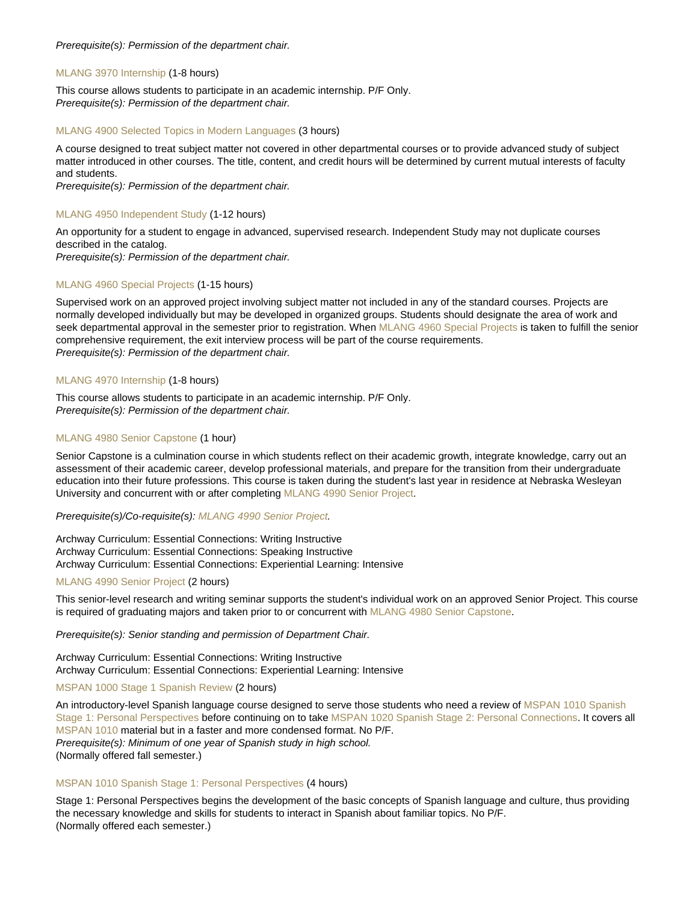*Prerequisite(s): Permission of the department chair.*

MLANG 3970 Internship (1-8 hours)

This course allows students to participate in an academic internship. P/F Only.
*Prerequisite(s): Permission of the department chair.*

MLANG 4900 Selected Topics in Modern Languages (3 hours)

A course designed to treat subject matter not covered in other departmental courses or to provide advanced study of subject matter introduced in other courses. The title, content, and credit hours will be determined by current mutual interests of faculty and students.
*Prerequisite(s): Permission of the department chair.*

MLANG 4950 Independent Study (1-12 hours)

An opportunity for a student to engage in advanced, supervised research. Independent Study may not duplicate courses described in the catalog.
*Prerequisite(s): Permission of the department chair.*

MLANG 4960 Special Projects (1-15 hours)

Supervised work on an approved project involving subject matter not included in any of the standard courses. Projects are normally developed individually but may be developed in organized groups. Students should designate the area of work and seek departmental approval in the semester prior to registration. When MLANG 4960 Special Projects is taken to fulfill the senior comprehensive requirement, the exit interview process will be part of the course requirements.
*Prerequisite(s): Permission of the department chair.*

MLANG 4970 Internship (1-8 hours)

This course allows students to participate in an academic internship. P/F Only.
*Prerequisite(s): Permission of the department chair.*

MLANG 4980 Senior Capstone (1 hour)

Senior Capstone is a culmination course in which students reflect on their academic growth, integrate knowledge, carry out an assessment of their academic career, develop professional materials, and prepare for the transition from their undergraduate education into their future professions. This course is taken during the student's last year in residence at Nebraska Wesleyan University and concurrent with or after completing MLANG 4990 Senior Project.

*Prerequisite(s)/Co-requisite(s): MLANG 4990 Senior Project.*

Archway Curriculum: Essential Connections: Writing Instructive
Archway Curriculum: Essential Connections: Speaking Instructive
Archway Curriculum: Essential Connections: Experiential Learning: Intensive

MLANG 4990 Senior Project (2 hours)

This senior-level research and writing seminar supports the student's individual work on an approved Senior Project. This course is required of graduating majors and taken prior to or concurrent with MLANG 4980 Senior Capstone.

*Prerequisite(s): Senior standing and permission of Department Chair.*

Archway Curriculum: Essential Connections: Writing Instructive
Archway Curriculum: Essential Connections: Experiential Learning: Intensive

MSPAN 1000 Stage 1 Spanish Review (2 hours)

An introductory-level Spanish language course designed to serve those students who need a review of MSPAN 1010 Spanish Stage 1: Personal Perspectives before continuing on to take MSPAN 1020 Spanish Stage 2: Personal Connections. It covers all MSPAN 1010 material but in a faster and more condensed format. No P/F.
*Prerequisite(s): Minimum of one year of Spanish study in high school.*
(Normally offered fall semester.)

MSPAN 1010 Spanish Stage 1: Personal Perspectives (4 hours)

Stage 1: Personal Perspectives begins the development of the basic concepts of Spanish language and culture, thus providing the necessary knowledge and skills for students to interact in Spanish about familiar topics. No P/F.
(Normally offered each semester.)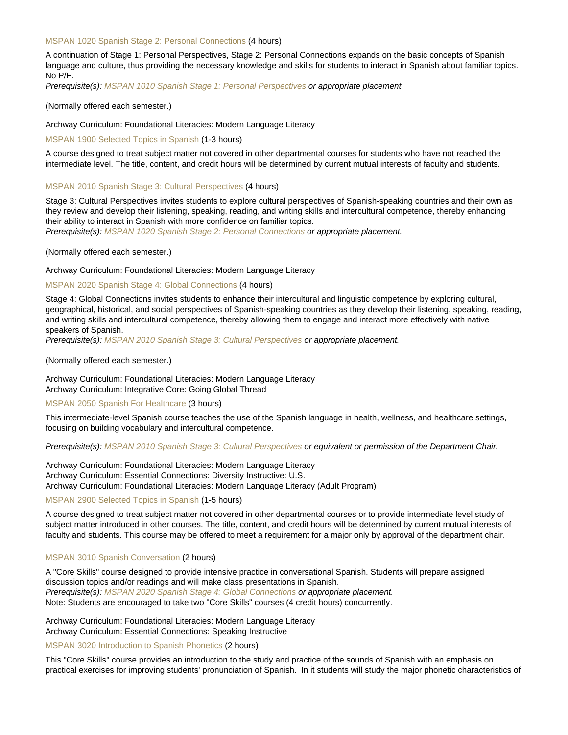MSPAN 1020 Spanish Stage 2: Personal Connections (4 hours)

A continuation of Stage 1: Personal Perspectives, Stage 2: Personal Connections expands on the basic concepts of Spanish language and culture, thus providing the necessary knowledge and skills for students to interact in Spanish about familiar topics. No P/F.

*Prerequisite(s): MSPAN 1010 Spanish Stage 1: Personal Perspectives or appropriate placement.*

(Normally offered each semester.)

Archway Curriculum: Foundational Literacies: Modern Language Literacy

MSPAN 1900 Selected Topics in Spanish (1-3 hours)

A course designed to treat subject matter not covered in other departmental courses for students who have not reached the intermediate level. The title, content, and credit hours will be determined by current mutual interests of faculty and students.

MSPAN 2010 Spanish Stage 3: Cultural Perspectives (4 hours)

Stage 3: Cultural Perspectives invites students to explore cultural perspectives of Spanish-speaking countries and their own as they review and develop their listening, speaking, reading, and writing skills and intercultural competence, thereby enhancing their ability to interact in Spanish with more confidence on familiar topics.

*Prerequisite(s): MSPAN 1020 Spanish Stage 2: Personal Connections or appropriate placement.*

(Normally offered each semester.)

Archway Curriculum: Foundational Literacies: Modern Language Literacy

MSPAN 2020 Spanish Stage 4: Global Connections (4 hours)

Stage 4: Global Connections invites students to enhance their intercultural and linguistic competence by exploring cultural, geographical, historical, and social perspectives of Spanish-speaking countries as they develop their listening, speaking, reading, and writing skills and intercultural competence, thereby allowing them to engage and interact more effectively with native speakers of Spanish.

*Prerequisite(s): MSPAN 2010 Spanish Stage 3: Cultural Perspectives or appropriate placement.*

(Normally offered each semester.)

Archway Curriculum: Foundational Literacies: Modern Language Literacy
Archway Curriculum: Integrative Core: Going Global Thread

MSPAN 2050 Spanish For Healthcare (3 hours)

This intermediate-level Spanish course teaches the use of the Spanish language in health, wellness, and healthcare settings, focusing on building vocabulary and intercultural competence.

*Prerequisite(s): MSPAN 2010 Spanish Stage 3: Cultural Perspectives or equivalent or permission of the Department Chair.*

Archway Curriculum: Foundational Literacies: Modern Language Literacy
Archway Curriculum: Essential Connections: Diversity Instructive: U.S.
Archway Curriculum: Foundational Literacies: Modern Language Literacy (Adult Program)

MSPAN 2900 Selected Topics in Spanish (1-5 hours)

A course designed to treat subject matter not covered in other departmental courses or to provide intermediate level study of subject matter introduced in other courses. The title, content, and credit hours will be determined by current mutual interests of faculty and students. This course may be offered to meet a requirement for a major only by approval of the department chair.

MSPAN 3010 Spanish Conversation (2 hours)

A "Core Skills" course designed to provide intensive practice in conversational Spanish. Students will prepare assigned discussion topics and/or readings and will make class presentations in Spanish.

*Prerequisite(s): MSPAN 2020 Spanish Stage 4: Global Connections or appropriate placement.*

Note: Students are encouraged to take two "Core Skills" courses (4 credit hours) concurrently.

Archway Curriculum: Foundational Literacies: Modern Language Literacy
Archway Curriculum: Essential Connections: Speaking Instructive

MSPAN 3020 Introduction to Spanish Phonetics (2 hours)

This "Core Skills" course provides an introduction to the study and practice of the sounds of Spanish with an emphasis on practical exercises for improving students' pronunciation of Spanish. In it students will study the major phonetic characteristics of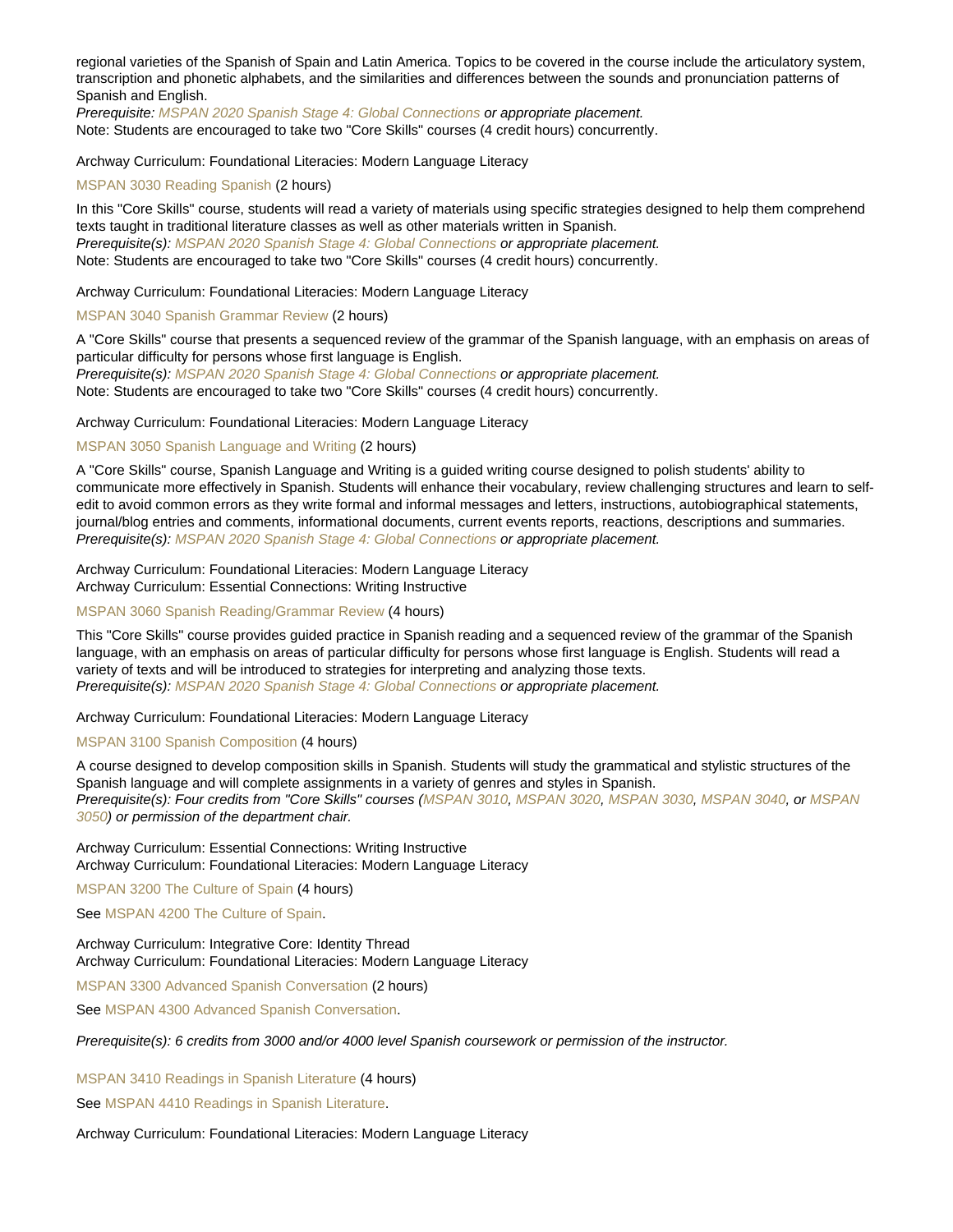regional varieties of the Spanish of Spain and Latin America. Topics to be covered in the course include the articulatory system, transcription and phonetic alphabets, and the similarities and differences between the sounds and pronunciation patterns of Spanish and English.
*Prerequisite: MSPAN 2020 Spanish Stage 4: Global Connections or appropriate placement.*
Note: Students are encouraged to take two "Core Skills" courses (4 credit hours) concurrently.

Archway Curriculum: Foundational Literacies: Modern Language Literacy

MSPAN 3030 Reading Spanish (2 hours)

In this "Core Skills" course, students will read a variety of materials using specific strategies designed to help them comprehend texts taught in traditional literature classes as well as other materials written in Spanish.
*Prerequisite(s): MSPAN 2020 Spanish Stage 4: Global Connections or appropriate placement.*
Note: Students are encouraged to take two "Core Skills" courses (4 credit hours) concurrently.

Archway Curriculum: Foundational Literacies: Modern Language Literacy

MSPAN 3040 Spanish Grammar Review (2 hours)

A "Core Skills" course that presents a sequenced review of the grammar of the Spanish language, with an emphasis on areas of particular difficulty for persons whose first language is English.
*Prerequisite(s): MSPAN 2020 Spanish Stage 4: Global Connections or appropriate placement.*
Note: Students are encouraged to take two "Core Skills" courses (4 credit hours) concurrently.

Archway Curriculum: Foundational Literacies: Modern Language Literacy

MSPAN 3050 Spanish Language and Writing (2 hours)

A "Core Skills" course, Spanish Language and Writing is a guided writing course designed to polish students' ability to communicate more effectively in Spanish. Students will enhance their vocabulary, review challenging structures and learn to self-edit to avoid common errors as they write formal and informal messages and letters, instructions, autobiographical statements, journal/blog entries and comments, informational documents, current events reports, reactions, descriptions and summaries.
*Prerequisite(s): MSPAN 2020 Spanish Stage 4: Global Connections or appropriate placement.*

Archway Curriculum: Foundational Literacies: Modern Language Literacy
Archway Curriculum: Essential Connections: Writing Instructive

MSPAN 3060 Spanish Reading/Grammar Review (4 hours)

This "Core Skills" course provides guided practice in Spanish reading and a sequenced review of the grammar of the Spanish language, with an emphasis on areas of particular difficulty for persons whose first language is English. Students will read a variety of texts and will be introduced to strategies for interpreting and analyzing those texts.
*Prerequisite(s): MSPAN 2020 Spanish Stage 4: Global Connections or appropriate placement.*

Archway Curriculum: Foundational Literacies: Modern Language Literacy

MSPAN 3100 Spanish Composition (4 hours)

A course designed to develop composition skills in Spanish. Students will study the grammatical and stylistic structures of the Spanish language and will complete assignments in a variety of genres and styles in Spanish.
*Prerequisite(s): Four credits from "Core Skills" courses (MSPAN 3010, MSPAN 3020, MSPAN 3030, MSPAN 3040, or MSPAN 3050) or permission of the department chair.*

Archway Curriculum: Essential Connections: Writing Instructive
Archway Curriculum: Foundational Literacies: Modern Language Literacy

MSPAN 3200 The Culture of Spain (4 hours)

See MSPAN 4200 The Culture of Spain.

Archway Curriculum: Integrative Core: Identity Thread
Archway Curriculum: Foundational Literacies: Modern Language Literacy

MSPAN 3300 Advanced Spanish Conversation (2 hours)

See MSPAN 4300 Advanced Spanish Conversation.

*Prerequisite(s): 6 credits from 3000 and/or 4000 level Spanish coursework or permission of the instructor.*

MSPAN 3410 Readings in Spanish Literature (4 hours)

See MSPAN 4410 Readings in Spanish Literature.

Archway Curriculum: Foundational Literacies: Modern Language Literacy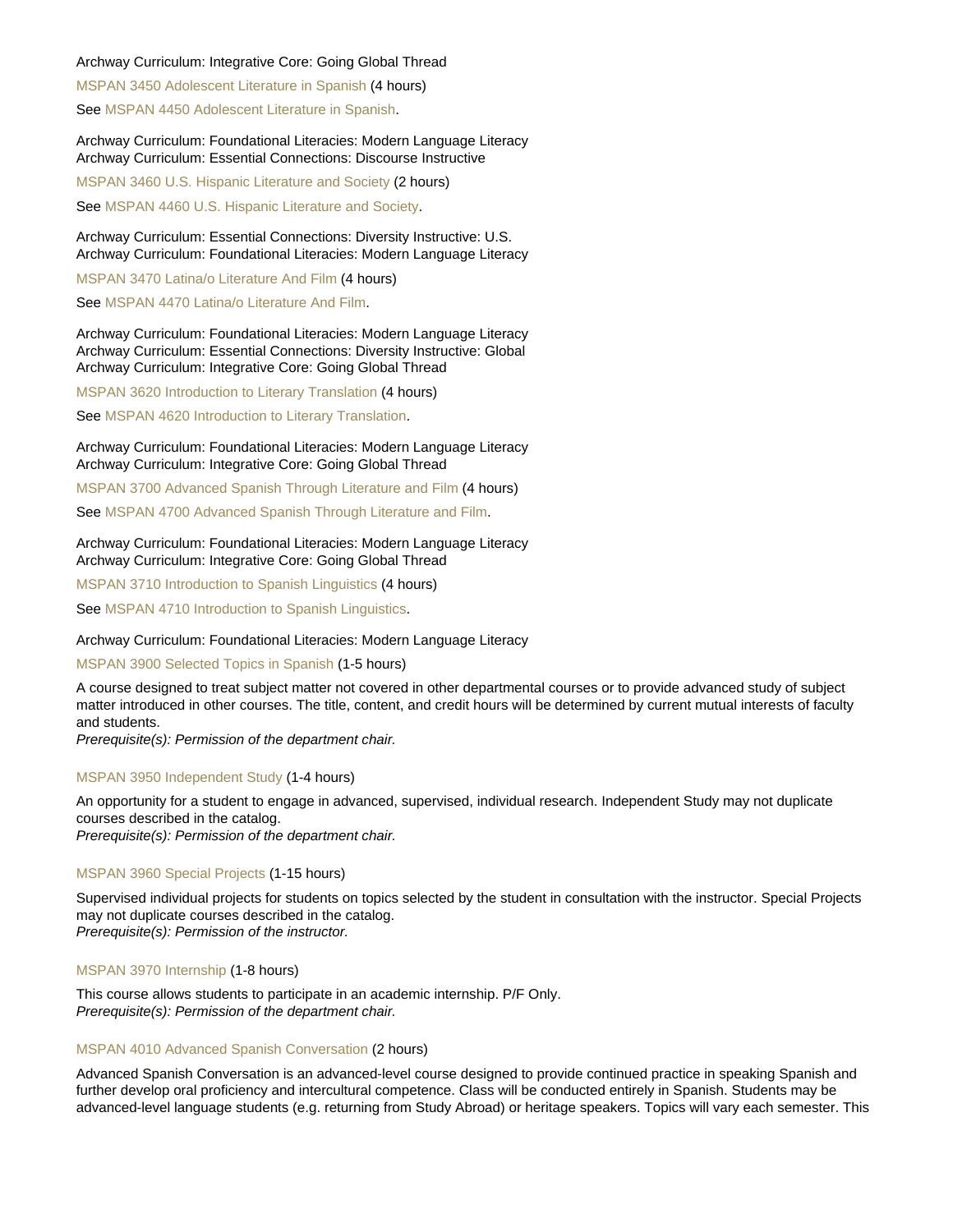Archway Curriculum: Integrative Core: Going Global Thread

MSPAN 3450 Adolescent Literature in Spanish (4 hours)

See MSPAN 4450 Adolescent Literature in Spanish.

Archway Curriculum: Foundational Literacies: Modern Language Literacy
Archway Curriculum: Essential Connections: Discourse Instructive

MSPAN 3460 U.S. Hispanic Literature and Society (2 hours)

See MSPAN 4460 U.S. Hispanic Literature and Society.

Archway Curriculum: Essential Connections: Diversity Instructive: U.S.
Archway Curriculum: Foundational Literacies: Modern Language Literacy

MSPAN 3470 Latina/o Literature And Film (4 hours)

See MSPAN 4470 Latina/o Literature And Film.

Archway Curriculum: Foundational Literacies: Modern Language Literacy
Archway Curriculum: Essential Connections: Diversity Instructive: Global
Archway Curriculum: Integrative Core: Going Global Thread

MSPAN 3620 Introduction to Literary Translation (4 hours)

See MSPAN 4620 Introduction to Literary Translation.

Archway Curriculum: Foundational Literacies: Modern Language Literacy
Archway Curriculum: Integrative Core: Going Global Thread

MSPAN 3700 Advanced Spanish Through Literature and Film (4 hours)

See MSPAN 4700 Advanced Spanish Through Literature and Film.

Archway Curriculum: Foundational Literacies: Modern Language Literacy
Archway Curriculum: Integrative Core: Going Global Thread

MSPAN 3710 Introduction to Spanish Linguistics (4 hours)

See MSPAN 4710 Introduction to Spanish Linguistics.

Archway Curriculum: Foundational Literacies: Modern Language Literacy

MSPAN 3900 Selected Topics in Spanish (1-5 hours)

A course designed to treat subject matter not covered in other departmental courses or to provide advanced study of subject matter introduced in other courses. The title, content, and credit hours will be determined by current mutual interests of faculty and students.
*Prerequisite(s): Permission of the department chair.*

MSPAN 3950 Independent Study (1-4 hours)

An opportunity for a student to engage in advanced, supervised, individual research. Independent Study may not duplicate courses described in the catalog.
*Prerequisite(s): Permission of the department chair.*

MSPAN 3960 Special Projects (1-15 hours)

Supervised individual projects for students on topics selected by the student in consultation with the instructor. Special Projects may not duplicate courses described in the catalog.
*Prerequisite(s): Permission of the instructor.*

MSPAN 3970 Internship (1-8 hours)

This course allows students to participate in an academic internship. P/F Only.
*Prerequisite(s): Permission of the department chair.*

MSPAN 4010 Advanced Spanish Conversation (2 hours)

Advanced Spanish Conversation is an advanced-level course designed to provide continued practice in speaking Spanish and further develop oral proficiency and intercultural competence. Class will be conducted entirely in Spanish. Students may be advanced-level language students (e.g. returning from Study Abroad) or heritage speakers. Topics will vary each semester. This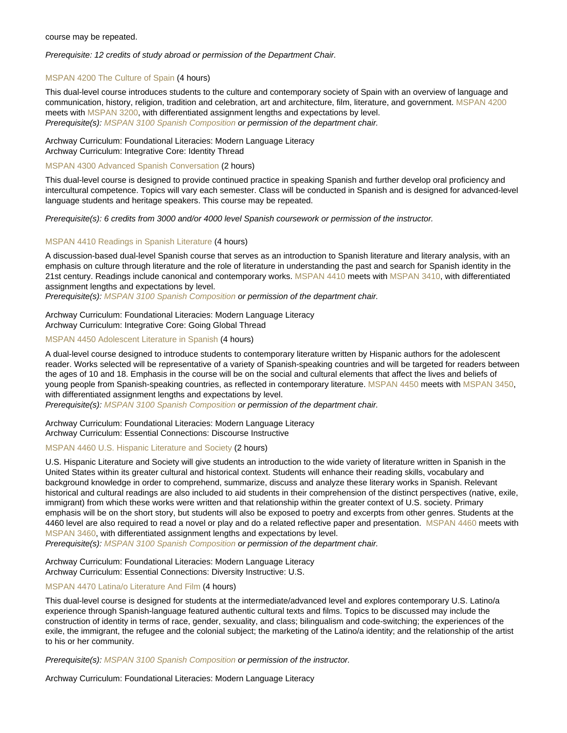course may be repeated.

*Prerequisite: 12 credits of study abroad or permission of the Department Chair.*

### MSPAN 4200 The Culture of Spain (4 hours)

This dual-level course introduces students to the culture and contemporary society of Spain with an overview of language and communication, history, religion, tradition and celebration, art and architecture, film, literature, and government. MSPAN 4200 meets with MSPAN 3200, with differentiated assignment lengths and expectations by level.
*Prerequisite(s): MSPAN 3100 Spanish Composition or permission of the department chair.*

Archway Curriculum: Foundational Literacies: Modern Language Literacy
Archway Curriculum: Integrative Core: Identity Thread

### MSPAN 4300 Advanced Spanish Conversation (2 hours)

This dual-level course is designed to provide continued practice in speaking Spanish and further develop oral proficiency and intercultural competence. Topics will vary each semester. Class will be conducted in Spanish and is designed for advanced-level language students and heritage speakers. This course may be repeated.

*Prerequisite(s): 6 credits from 3000 and/or 4000 level Spanish coursework or permission of the instructor.*

### MSPAN 4410 Readings in Spanish Literature (4 hours)

A discussion-based dual-level Spanish course that serves as an introduction to Spanish literature and literary analysis, with an emphasis on culture through literature and the role of literature in understanding the past and search for Spanish identity in the 21st century. Readings include canonical and contemporary works. MSPAN 4410 meets with MSPAN 3410, with differentiated assignment lengths and expectations by level.
*Prerequisite(s): MSPAN 3100 Spanish Composition or permission of the department chair.*

Archway Curriculum: Foundational Literacies: Modern Language Literacy
Archway Curriculum: Integrative Core: Going Global Thread

### MSPAN 4450 Adolescent Literature in Spanish (4 hours)

A dual-level course designed to introduce students to contemporary literature written by Hispanic authors for the adolescent reader. Works selected will be representative of a variety of Spanish-speaking countries and will be targeted for readers between the ages of 10 and 18. Emphasis in the course will be on the social and cultural elements that affect the lives and beliefs of young people from Spanish-speaking countries, as reflected in contemporary literature. MSPAN 4450 meets with MSPAN 3450, with differentiated assignment lengths and expectations by level.
*Prerequisite(s): MSPAN 3100 Spanish Composition or permission of the department chair.*

Archway Curriculum: Foundational Literacies: Modern Language Literacy
Archway Curriculum: Essential Connections: Discourse Instructive

### MSPAN 4460 U.S. Hispanic Literature and Society (2 hours)

U.S. Hispanic Literature and Society will give students an introduction to the wide variety of literature written in Spanish in the United States within its greater cultural and historical context. Students will enhance their reading skills, vocabulary and background knowledge in order to comprehend, summarize, discuss and analyze these literary works in Spanish. Relevant historical and cultural readings are also included to aid students in their comprehension of the distinct perspectives (native, exile, immigrant) from which these works were written and that relationship within the greater context of U.S. society. Primary emphasis will be on the short story, but students will also be exposed to poetry and excerpts from other genres. Students at the 4460 level are also required to read a novel or play and do a related reflective paper and presentation. MSPAN 4460 meets with MSPAN 3460, with differentiated assignment lengths and expectations by level.
*Prerequisite(s): MSPAN 3100 Spanish Composition or permission of the department chair.*

Archway Curriculum: Foundational Literacies: Modern Language Literacy
Archway Curriculum: Essential Connections: Diversity Instructive: U.S.

### MSPAN 4470 Latina/o Literature And Film (4 hours)

This dual-level course is designed for students at the intermediate/advanced level and explores contemporary U.S. Latino/a experience through Spanish-language featured authentic cultural texts and films. Topics to be discussed may include the construction of identity in terms of race, gender, sexuality, and class; bilingualism and code-switching; the experiences of the exile, the immigrant, the refugee and the colonial subject; the marketing of the Latino/a identity; and the relationship of the artist to his or her community.

*Prerequisite(s): MSPAN 3100 Spanish Composition or permission of the instructor.*

Archway Curriculum: Foundational Literacies: Modern Language Literacy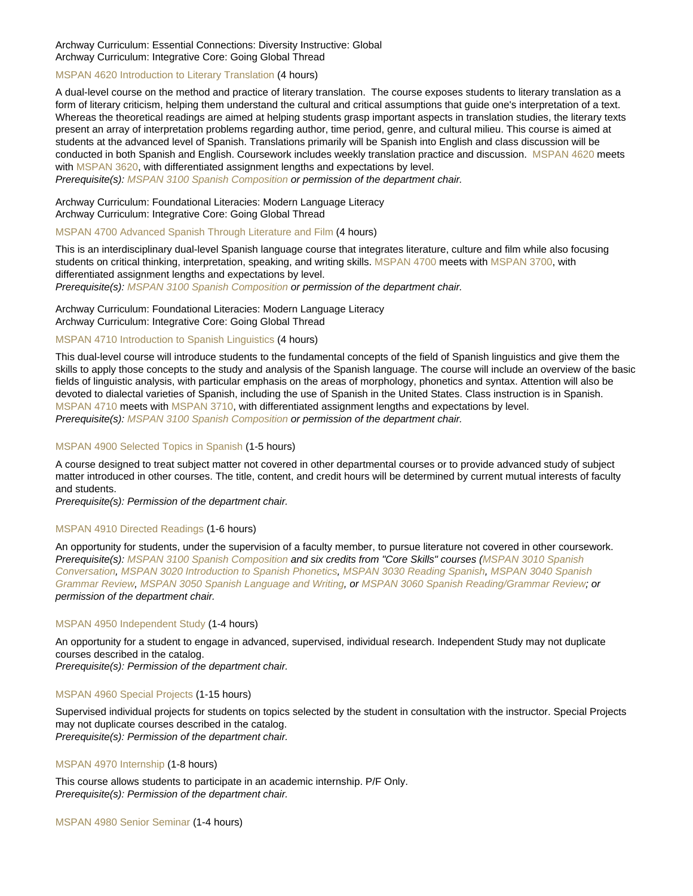Archway Curriculum: Essential Connections: Diversity Instructive: Global
Archway Curriculum: Integrative Core: Going Global Thread

### MSPAN 4620 Introduction to Literary Translation (4 hours)

A dual-level course on the method and practice of literary translation. The course exposes students to literary translation as a form of literary criticism, helping them understand the cultural and critical assumptions that guide one's interpretation of a text. Whereas the theoretical readings are aimed at helping students grasp important aspects in translation studies, the literary texts present an array of interpretation problems regarding author, time period, genre, and cultural milieu. This course is aimed at students at the advanced level of Spanish. Translations primarily will be Spanish into English and class discussion will be conducted in both Spanish and English. Coursework includes weekly translation practice and discussion. MSPAN 4620 meets with MSPAN 3620, with differentiated assignment lengths and expectations by level.
*Prerequisite(s): MSPAN 3100 Spanish Composition or permission of the department chair.*

Archway Curriculum: Foundational Literacies: Modern Language Literacy
Archway Curriculum: Integrative Core: Going Global Thread

### MSPAN 4700 Advanced Spanish Through Literature and Film (4 hours)

This is an interdisciplinary dual-level Spanish language course that integrates literature, culture and film while also focusing students on critical thinking, interpretation, speaking, and writing skills. MSPAN 4700 meets with MSPAN 3700, with differentiated assignment lengths and expectations by level.
*Prerequisite(s): MSPAN 3100 Spanish Composition or permission of the department chair.*

Archway Curriculum: Foundational Literacies: Modern Language Literacy
Archway Curriculum: Integrative Core: Going Global Thread

### MSPAN 4710 Introduction to Spanish Linguistics (4 hours)

This dual-level course will introduce students to the fundamental concepts of the field of Spanish linguistics and give them the skills to apply those concepts to the study and analysis of the Spanish language. The course will include an overview of the basic fields of linguistic analysis, with particular emphasis on the areas of morphology, phonetics and syntax. Attention will also be devoted to dialectal varieties of Spanish, including the use of Spanish in the United States. Class instruction is in Spanish. MSPAN 4710 meets with MSPAN 3710, with differentiated assignment lengths and expectations by level.
*Prerequisite(s): MSPAN 3100 Spanish Composition or permission of the department chair.*

### MSPAN 4900 Selected Topics in Spanish (1-5 hours)

A course designed to treat subject matter not covered in other departmental courses or to provide advanced study of subject matter introduced in other courses. The title, content, and credit hours will be determined by current mutual interests of faculty and students.
*Prerequisite(s): Permission of the department chair.*

### MSPAN 4910 Directed Readings (1-6 hours)

An opportunity for students, under the supervision of a faculty member, to pursue literature not covered in other coursework.
*Prerequisite(s): MSPAN 3100 Spanish Composition and six credits from "Core Skills" courses (MSPAN 3010 Spanish Conversation, MSPAN 3020 Introduction to Spanish Phonetics, MSPAN 3030 Reading Spanish, MSPAN 3040 Spanish Grammar Review, MSPAN 3050 Spanish Language and Writing, or MSPAN 3060 Spanish Reading/Grammar Review; or permission of the department chair.*

### MSPAN 4950 Independent Study (1-4 hours)

An opportunity for a student to engage in advanced, supervised, individual research. Independent Study may not duplicate courses described in the catalog.
*Prerequisite(s): Permission of the department chair.*

### MSPAN 4960 Special Projects (1-15 hours)

Supervised individual projects for students on topics selected by the student in consultation with the instructor. Special Projects may not duplicate courses described in the catalog.
*Prerequisite(s): Permission of the department chair.*

### MSPAN 4970 Internship (1-8 hours)

This course allows students to participate in an academic internship. P/F Only.
*Prerequisite(s): Permission of the department chair.*

### MSPAN 4980 Senior Seminar (1-4 hours)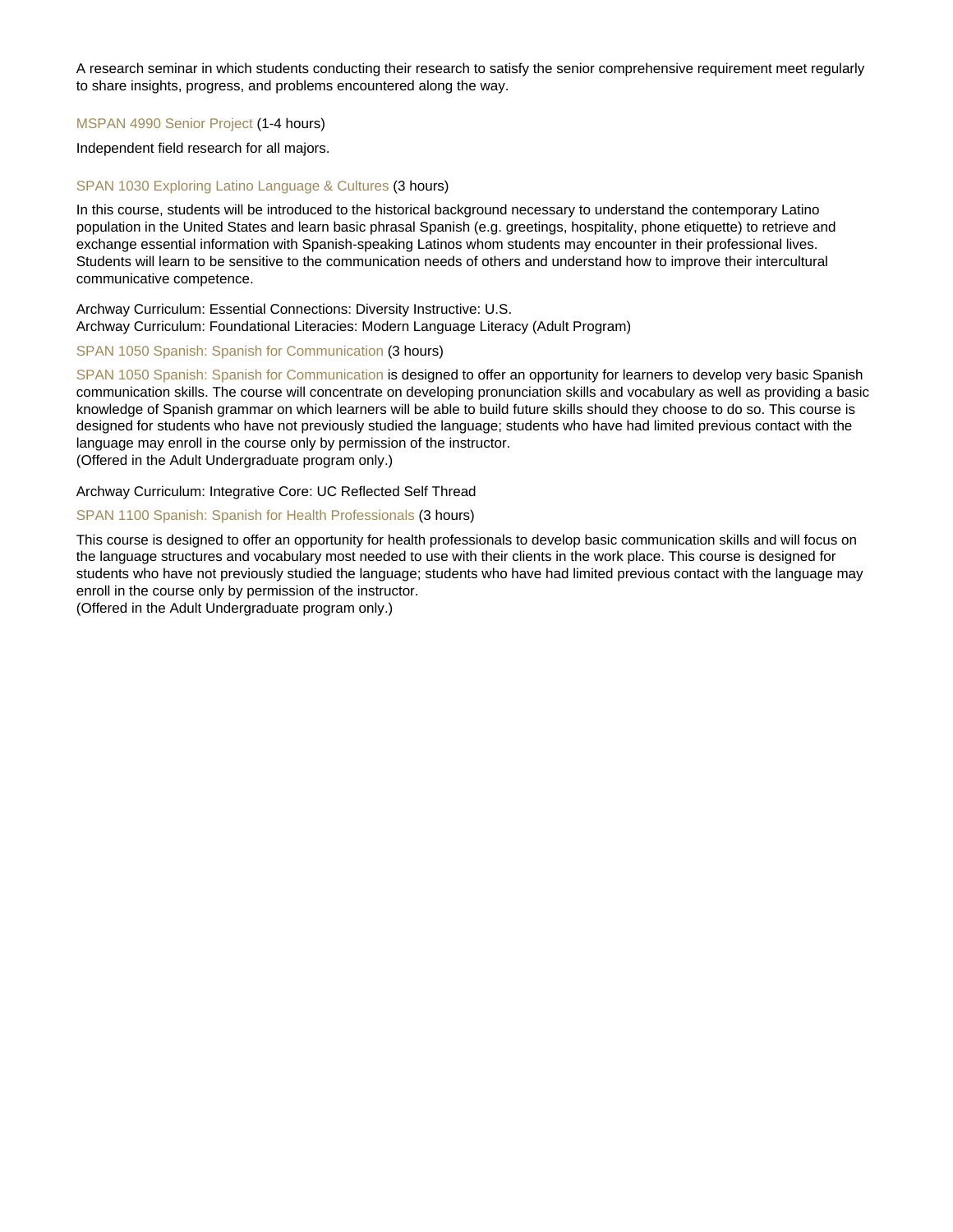A research seminar in which students conducting their research to satisfy the senior comprehensive requirement meet regularly to share insights, progress, and problems encountered along the way.

MSPAN 4990 Senior Project (1-4 hours)

Independent field research for all majors.

SPAN 1030 Exploring Latino Language & Cultures (3 hours)

In this course, students will be introduced to the historical background necessary to understand the contemporary Latino population in the United States and learn basic phrasal Spanish (e.g. greetings, hospitality, phone etiquette) to retrieve and exchange essential information with Spanish-speaking Latinos whom students may encounter in their professional lives. Students will learn to be sensitive to the communication needs of others and understand how to improve their intercultural communicative competence.

Archway Curriculum: Essential Connections: Diversity Instructive: U.S.
Archway Curriculum: Foundational Literacies: Modern Language Literacy (Adult Program)

SPAN 1050 Spanish: Spanish for Communication (3 hours)

SPAN 1050 Spanish: Spanish for Communication is designed to offer an opportunity for learners to develop very basic Spanish communication skills. The course will concentrate on developing pronunciation skills and vocabulary as well as providing a basic knowledge of Spanish grammar on which learners will be able to build future skills should they choose to do so. This course is designed for students who have not previously studied the language; students who have had limited previous contact with the language may enroll in the course only by permission of the instructor.
(Offered in the Adult Undergraduate program only.)

Archway Curriculum: Integrative Core: UC Reflected Self Thread

SPAN 1100 Spanish: Spanish for Health Professionals (3 hours)

This course is designed to offer an opportunity for health professionals to develop basic communication skills and will focus on the language structures and vocabulary most needed to use with their clients in the work place. This course is designed for students who have not previously studied the language; students who have had limited previous contact with the language may enroll in the course only by permission of the instructor.
(Offered in the Adult Undergraduate program only.)